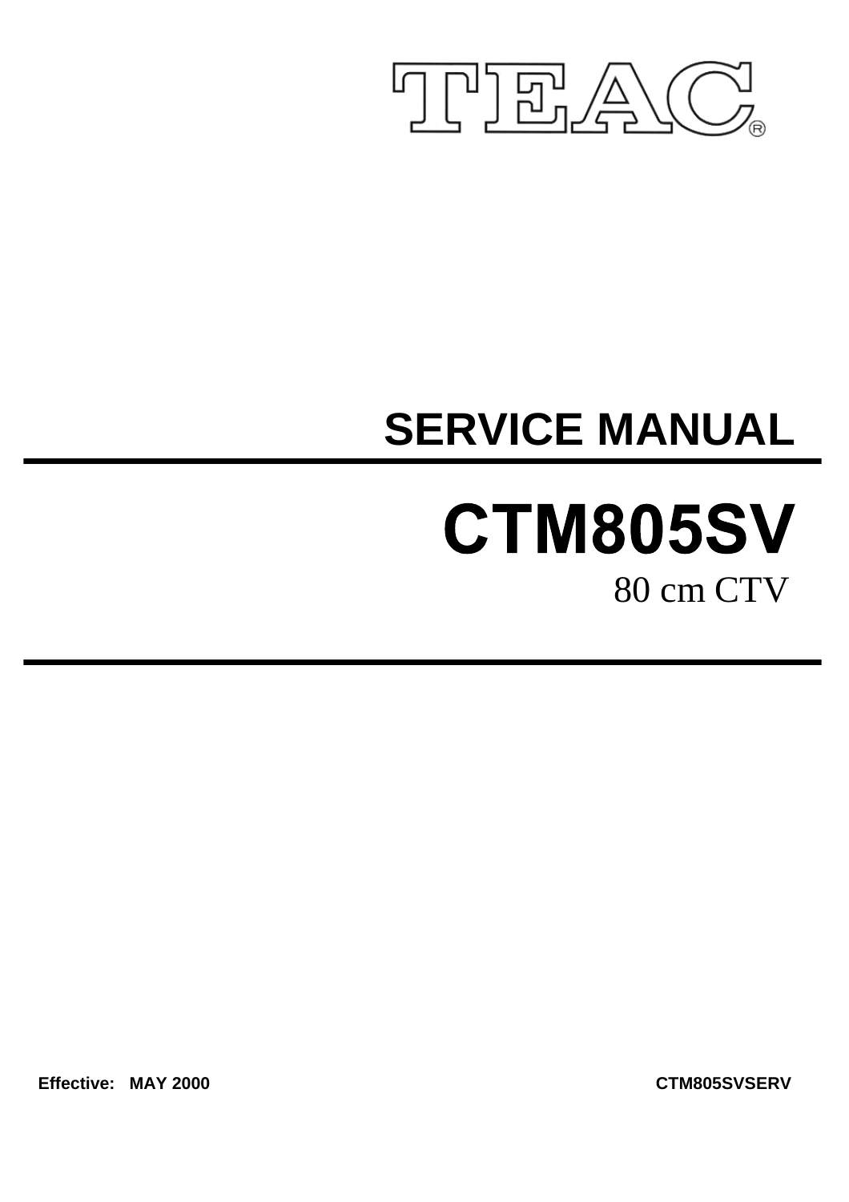TEAC®

# SERVICE MANUAL

# CTM805SV

80 cm CTV

Effective: MAY 2000

CTM805SVSERV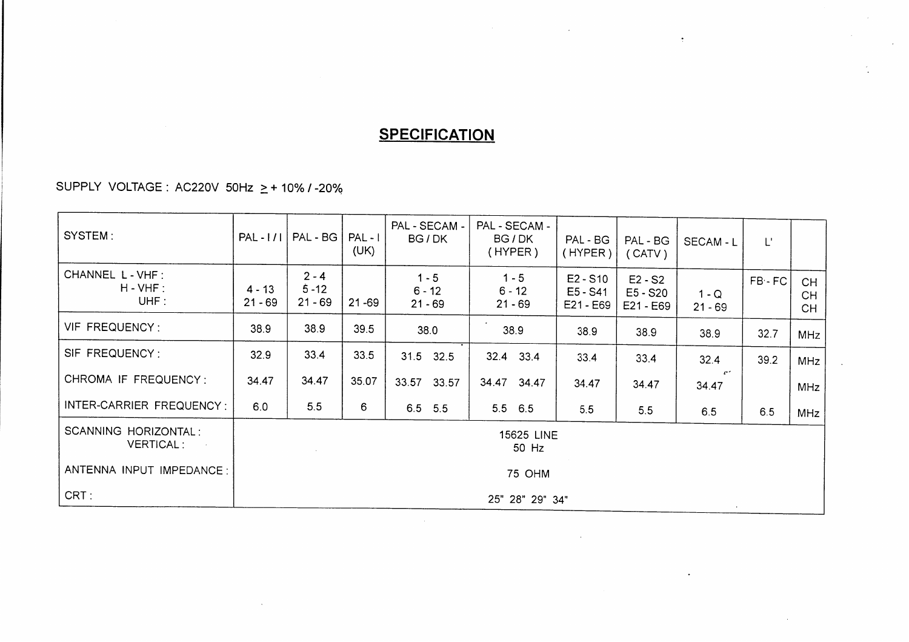# SPECIFICATION

SUPPLY VOLTAGE : AC220V 50Hz ≥ + 10% / -20%

| SYSTEM : | PAL - I / I | PAL - BG | PAL - I (UK) | PAL - SECAM - BG / DK | PAL - SECAM - BG / DK ( HYPER ) | PAL - BG ( HYPER ) | PAL - BG ( CATV ) | SECAM - L | L' | |
|---|---|---|---|---|---|---|---|---|---|---|
| CHANNEL L - VHF :<br>H - VHF :<br>UHF : | <br>4 - 13<br>21 - 69 | 2 - 4<br>5 -12<br>21 - 69 | <br><br>21 -69 | 1 - 5<br>6 - 12<br>21 - 69 | 1 - 5<br>6 - 12<br>21 - 69 | E2 - S10<br>E5 - S41<br>E21 - E69 | E2 - S2<br>E5 - S20<br>E21 - E69 | <br>1 - Q<br>21 - 69 | FB - FC | CH<br>CH<br>CH |
| VIF FREQUENCY : | 38.9 | 38.9 | 39.5 | 38.0 | 38.9 | 38.9 | 38.9 | 38.9 | 32.7 | MHz |
| SIF FREQUENCY : | 32.9 | 33.4 | 33.5 | 31.5 32.5 | 32.4 33.4 | 33.4 | 33.4 | 32.4 | 39.2 | MHz |
| CHROMA IF FREQUENCY : | 34.47 | 34.47 | 35.07 | 33.57 33.57 | 34.47 34.47 | 34.47 | 34.47 | 34.47 | | MHz |
| INTER-CARRIER FREQUENCY : | 6.0 | 5.5 | 6 | 6.5 5.5 | 5.5 6.5 | 5.5 | 5.5 | 6.5 | 6.5 | MHz |
| SCANNING HORIZONTAL :<br>VERTICAL : | 15625 LINE<br>50 Hz | | | | | | | | | |
| ANTENNA INPUT IMPEDANCE : | 75 OHM | | | | | | | | | |
| CRT : | 25" 28" 29" 34" | | | | | | | | | |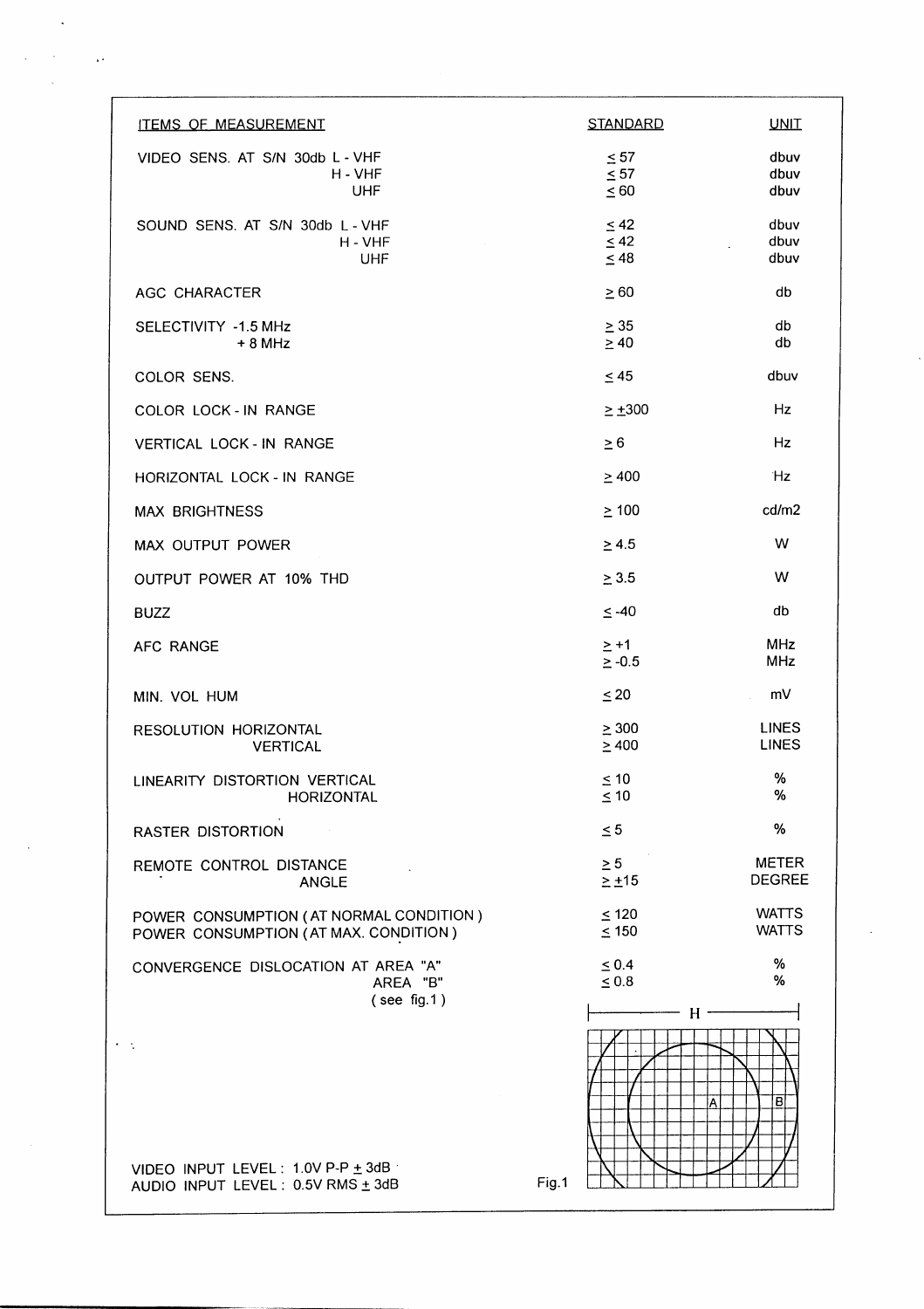| ITEMS OF MEASUREMENT | | STANDARD | UNIT |
|---|---|---|---|
| VIDEO SENS. AT S/N 30db | L - VHF | ≤ 57 | dbuv |
| | H - VHF | ≤ 57 | dbuv |
| | UHF | ≤ 60 | dbuv |
| SOUND SENS. AT S/N 30db | L - VHF | ≤ 42 | dbuv |
| | H - VHF | ≤ 42 | dbuv |
| | UHF | ≤ 48 | dbuv |
| AGC CHARACTER | | ≥ 60 | db |
| SELECTIVITY | -1.5 MHz | ≥ 35 | db |
| | + 8 MHz | ≥ 40 | db |
| COLOR SENS. | | ≤ 45 | dbuv |
| COLOR LOCK - IN RANGE | | ≥ ±300 | Hz |
| VERTICAL LOCK - IN RANGE | | ≥ 6 | Hz |
| HORIZONTAL LOCK - IN RANGE | | ≥ 400 | Hz |
| MAX BRIGHTNESS | | ≥ 100 | cd/m2 |
| MAX OUTPUT POWER | | ≥ 4.5 | W |
| OUTPUT POWER AT 10% THD | | ≥ 3.5 | W |
| BUZZ | | ≤ -40 | db |
| AFC RANGE | | ≥ +1 | MHz |
| | | ≥ -0.5 | MHz |
| MIN. VOL HUM | | ≤ 20 | mV |
| RESOLUTION | HORIZONTAL | ≥ 300 | LINES |
| | VERTICAL | ≥ 400 | LINES |
| LINEARITY DISTORTION | VERTICAL | ≤ 10 | % |
| | HORIZONTAL | ≤ 10 | % |
| RASTER DISTORTION | | ≤ 5 | % |
| REMOTE CONTROL | DISTANCE | ≥ 5 | METER |
| | ANGLE | ≥ ±15 | DEGREE |
| POWER CONSUMPTION (AT NORMAL CONDITION) | | ≤ 120 | WATTS |
| POWER CONSUMPTION (AT MAX. CONDITION) | | ≤ 150 | WATTS |
| CONVERGENCE DISLOCATION | AT AREA "A" | ≤ 0.4 | % |
| | AREA "B" (see fig.1) | ≤ 0.8 | % |

Fig.1

VIDEO INPUT LEVEL : 1.0V P-P ± 3dB
AUDIO INPUT LEVEL : 0.5V RMS ± 3dB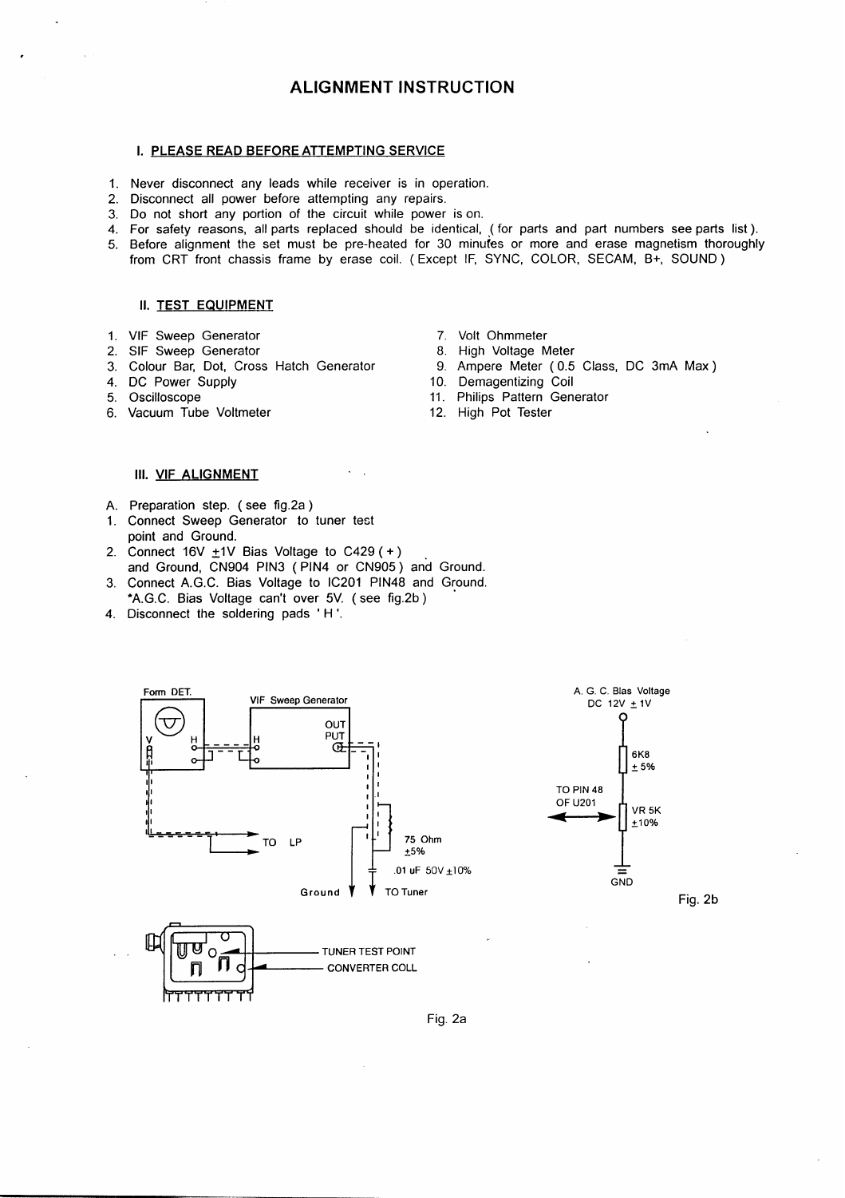# ALIGNMENT INSTRUCTION

## I. PLEASE READ BEFORE ATTEMPTING SERVICE

1. Never disconnect any leads while receiver is in operation.
2. Disconnect all power before attempting any repairs.
3. Do not short any portion of the circuit while power is on.
4. For safety reasons, all parts replaced should be identical, ( for parts and part numbers see parts list ).
5. Before alignment the set must be pre-heated for 30 minutes or more and erase magnetism thoroughly from CRT front chassis frame by erase coil. ( Except IF, SYNC, COLOR, SECAM, B+, SOUND )

## II. TEST EQUIPMENT

1. VIF Sweep Generator
2. SIF Sweep Generator
3. Colour Bar, Dot, Cross Hatch Generator
4. DC Power Supply
5. Oscilloscope
6. Vacuum Tube Voltmeter
7. Volt Ohmmeter
8. High Voltage Meter
9. Ampere Meter ( 0.5 Class, DC 3mA Max )
10. Demagentizing Coil
11. Philips Pattern Generator
12. High Pot Tester

## III. VIF ALIGNMENT

A. Preparation step. ( see fig.2a )

1. Connect Sweep Generator to tuner test point and Ground.
2. Connect 16V ±1V Bias Voltage to C429 ( + ) and Ground, CN904 PIN3 ( PIN4 or CN905 ) and Ground.
3. Connect A.G.C. Bias Voltage to IC201 PIN48 and Ground. *A.G.C. Bias Voltage can't over 5V. ( see fig.2b )
4. Disconnect the soldering pads ' H '.

Form DET. — VIF Sweep Generator — V, H — OUT PUT — TO LP — 75 Ohm ±5% — .01 uF 50V ±10% — Ground — TO Tuner

TUNER TEST POINT

CONVERTER COLL

Fig. 2a

A. G. C. Bias Voltage DC 12V ± 1V — 6K8 ± 5% — TO PIN 48 OF U201 — VR 5K ±10% — GND

Fig. 2b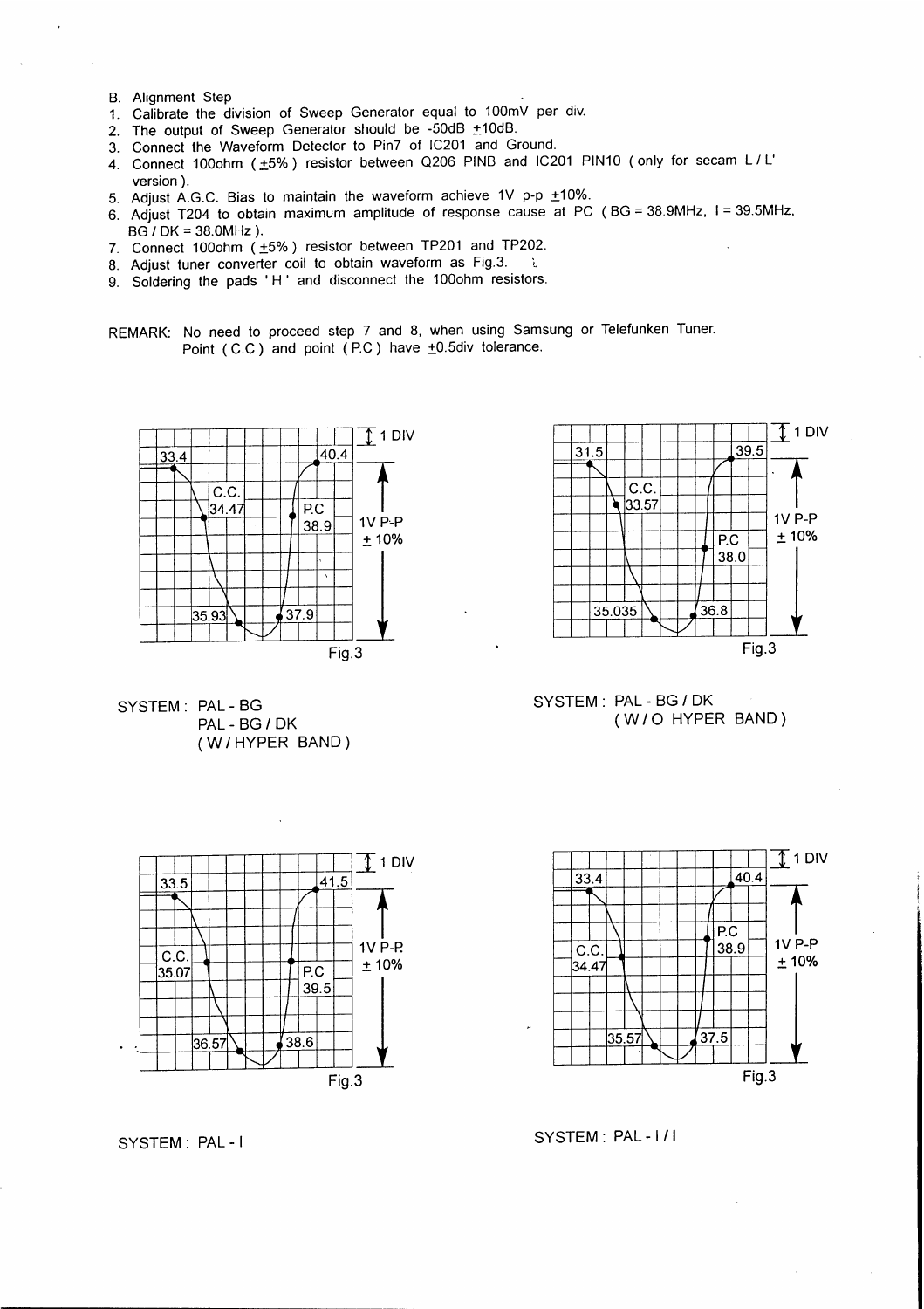B. Alignment Step

1. Calibrate the division of Sweep Generator equal to 100mV per div.
2. The output of Sweep Generator should be -50dB ±10dB.
3. Connect the Waveform Detector to Pin7 of IC201 and Ground.
4. Connect 100ohm ( ±5% ) resistor between Q206 PINB and IC201 PIN10 ( only for secam L / L' version ).
5. Adjust A.G.C. Bias to maintain the waveform achieve 1V p-p ±10%.
6. Adjust T204 to obtain maximum amplitude of response cause at PC ( BG = 38.9MHz, I = 39.5MHz, BG / DK = 38.0MHz ).
7. Connect 100ohm ( ±5% ) resistor between TP201 and TP202.
8. Adjust tuner converter coil to obtain waveform as Fig.3.
9. Soldering the pads ' H ' and disconnect the 100ohm resistors.

REMARK: No need to proceed step 7 and 8, when using Samsung or Telefunken Tuner.
Point ( C.C ) and point ( P.C ) have ±0.5div tolerance.

33.4 — C.C. 34.47 — 35.93 — 37.9 — P.C 38.9 — 40.4 — 1 DIV — 1V P-P ± 10%

Fig.3

SYSTEM : PAL - BG
PAL - BG / DK
( W / HYPER BAND )

31.5 — C.C. 33.57 — 35.035 — 36.8 — P.C 38.0 — 39.5 — 1 DIV — 1V P-P ± 10%

Fig.3

SYSTEM : PAL - BG / DK
( W / O HYPER BAND )

33.5 — C.C. 35.07 — 36.57 — 38.6 — P.C 39.5 — 41.5 — 1 DIV — 1V P-P ± 10%

Fig.3

SYSTEM : PAL - I

33.4 — C.C. 34.47 — 35.57 — 37.5 — P.C 38.9 — 40.4 — 1 DIV — 1V P-P ± 10%

Fig.3

SYSTEM : PAL - I / I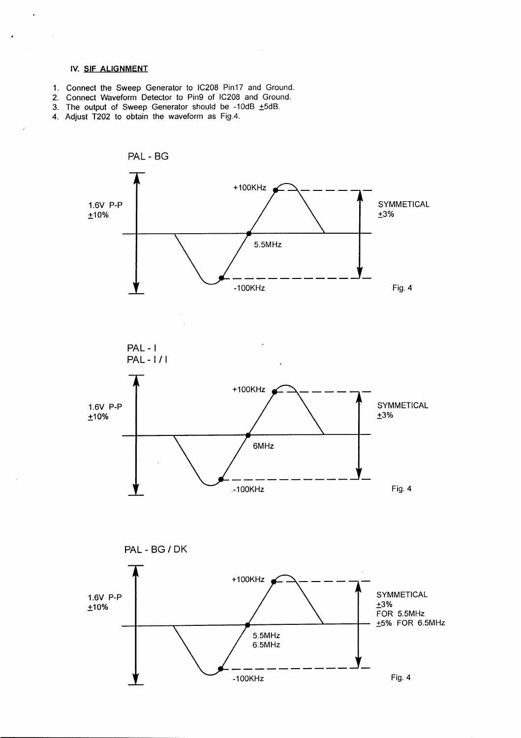### IV. SIF ALIGNMENT

1. Connect the Sweep Generator to IC208 Pin17 and Ground.
2. Connect Waveform Detector to Pin9 of IC208 and Ground.
3. The output of Sweep Generator should be -10dB ±5dB.
4. Adjust T202 to obtain the waveform as Fig.4.

PAL - BG

1.6V P-P ±10%

+100KHz

5.5MHz

-100KHz

SYMMETICAL ±3%

Fig. 4

PAL - I
PAL - I / I

1.6V P-P ±10%

+100KHz

6MHz

-100KHz

SYMMETICAL ±3%

Fig. 4

PAL - BG / DK

1.6V P-P ±10%

+100KHz

5.5MHz
6.5MHz

-100KHz

SYMMETICAL ±3% FOR 5.5MHz ±5% FOR 6.5MHz

Fig. 4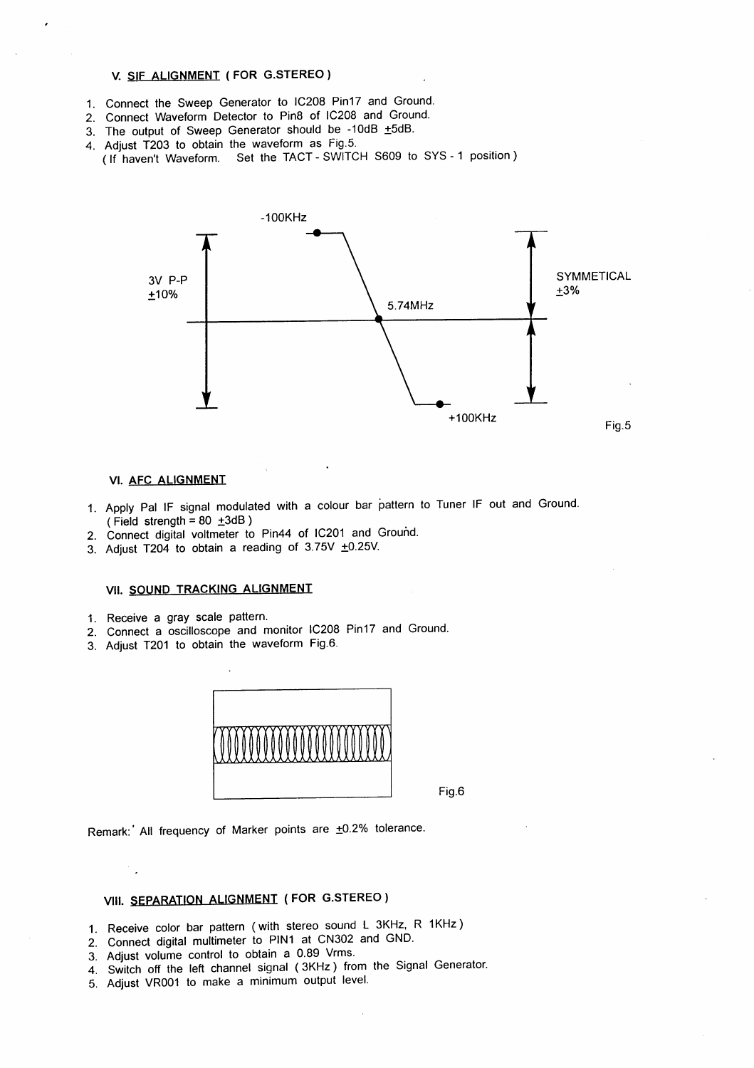### V. SIF ALIGNMENT ( FOR G.STEREO )

1. Connect the Sweep Generator to IC208 Pin17 and Ground.
2. Connect Waveform Detector to Pin8 of IC208 and Ground.
3. The output of Sweep Generator should be -10dB ±5dB.
4. Adjust T203 to obtain the waveform as Fig.5.
   ( If haven't Waveform. Set the TACT - SWITCH S609 to SYS - 1 position )

-100KHz

3V P-P ±10%

5.74MHz

SYMMETICAL ±3%

+100KHz

Fig.5

### VI. AFC ALIGNMENT

1. Apply Pal IF signal modulated with a colour bar pattern to Tuner IF out and Ground.
   ( Field strength = 80 ±3dB )
2. Connect digital voltmeter to Pin44 of IC201 and Ground.
3. Adjust T204 to obtain a reading of 3.75V ±0.25V.

### VII. SOUND TRACKING ALIGNMENT

1. Receive a gray scale pattern.
2. Connect a oscilloscope and monitor IC208 Pin17 and Ground.
3. Adjust T201 to obtain the waveform Fig.6.

Fig.6

Remark: All frequency of Marker points are ±0.2% tolerance.

### VIII. SEPARATION ALIGNMENT ( FOR G.STEREO )

1. Receive color bar pattern ( with stereo sound L 3KHz, R 1KHz )
2. Connect digital multimeter to PIN1 at CN302 and GND.
3. Adjust volume control to obtain a 0.89 Vrms.
4. Switch off the left channel signal ( 3KHz ) from the Signal Generator.
5. Adjust VR001 to make a minimum output level.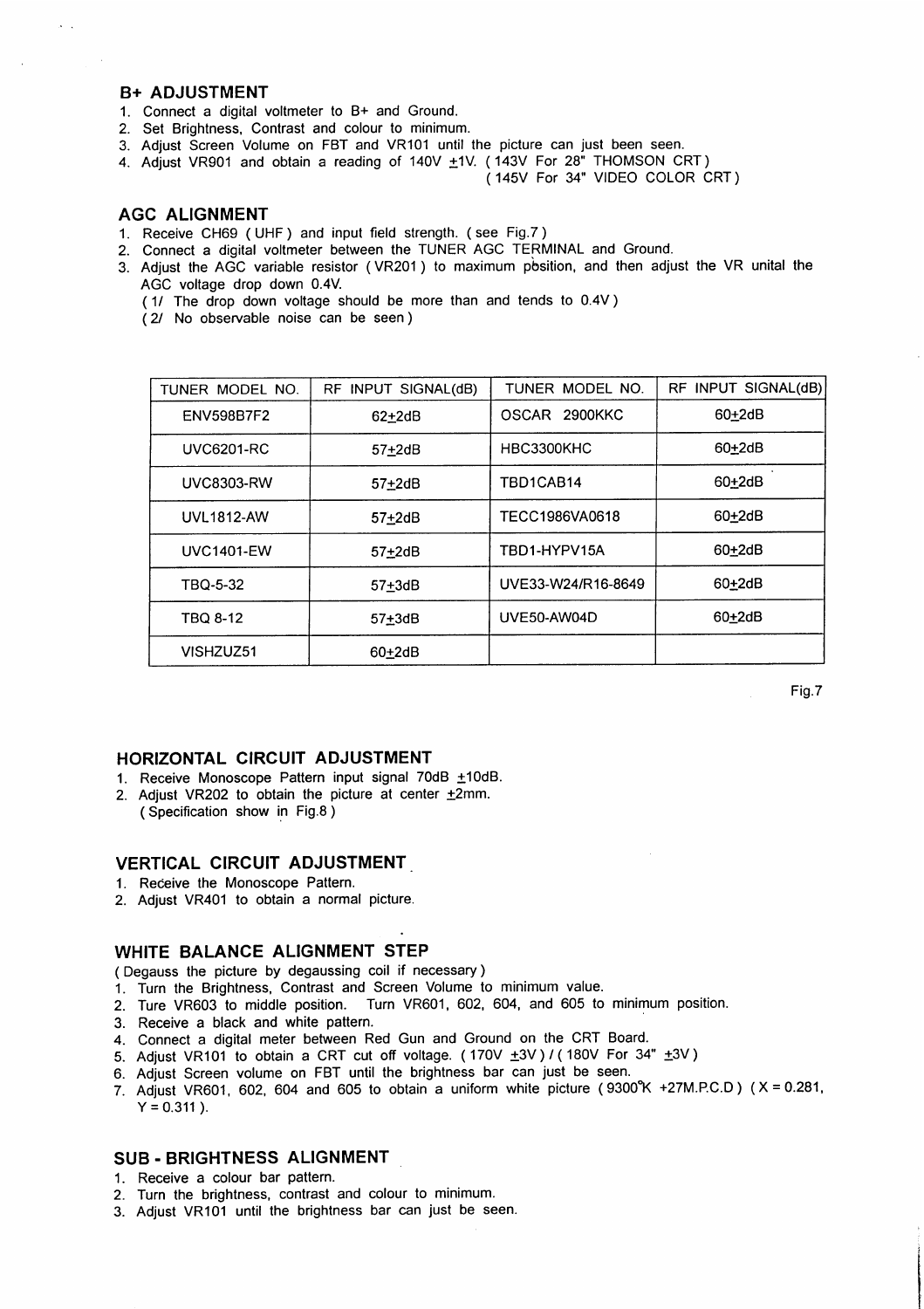## B+ ADJUSTMENT

1. Connect a digital voltmeter to B+ and Ground.
2. Set Brightness, Contrast and colour to minimum.
3. Adjust Screen Volume on FBT and VR101 until the picture can just been seen.
4. Adjust VR901 and obtain a reading of 140V ±1V. ( 143V For 28" THOMSON CRT )
   ( 145V For 34" VIDEO COLOR CRT )

## AGC ALIGNMENT

1. Receive CH69 ( UHF ) and input field strength. ( see Fig.7 )
2. Connect a digital voltmeter between the TUNER AGC TERMINAL and Ground.
3. Adjust the AGC variable resistor ( VR201 ) to maximum position, and then adjust the VR unital the AGC voltage drop down 0.4V.
   ( 1/ The drop down voltage should be more than and tends to 0.4V )
   ( 2/ No observable noise can be seen )

| TUNER MODEL NO. | RF INPUT SIGNAL(dB) | TUNER MODEL NO. | RF INPUT SIGNAL(dB) |
|---|---|---|---|
| ENV598B7F2 | 62±2dB | OSCAR 2900KKC | 60±2dB |
| UVC6201-RC | 57±2dB | HBC3300KHC | 60±2dB |
| UVC8303-RW | 57±2dB | TBD1CAB14 | 60±2dB |
| UVL1812-AW | 57±2dB | TECC1986VA0618 | 60±2dB |
| UVC1401-EW | 57±2dB | TBD1-HYPV15A | 60±2dB |
| TBQ-5-32 | 57±3dB | UVE33-W24/R16-8649 | 60±2dB |
| TBQ 8-12 | 57±3dB | UVE50-AW04D | 60±2dB |
| VISHZUZ51 | 60±2dB | | |

Fig.7

## HORIZONTAL CIRCUIT ADJUSTMENT

1. Receive Monoscope Pattern input signal 70dB ±10dB.
2. Adjust VR202 to obtain the picture at center ±2mm.
   ( Specification show in Fig.8 )

## VERTICAL CIRCUIT ADJUSTMENT

1. Receive the Monoscope Pattern.
2. Adjust VR401 to obtain a normal picture.

## WHITE BALANCE ALIGNMENT STEP

( Degauss the picture by degaussing coil if necessary )

1. Turn the Brightness, Contrast and Screen Volume to minimum value.
2. Ture VR603 to middle position. Turn VR601, 602, 604, and 605 to minimum position.
3. Receive a black and white pattern.
4. Connect a digital meter between Red Gun and Ground on the CRT Board.
5. Adjust VR101 to obtain a CRT cut off voltage. ( 170V ±3V ) / ( 180V For 34" ±3V )
6. Adjust Screen volume on FBT until the brightness bar can just be seen.
7. Adjust VR601, 602, 604 and 605 to obtain a uniform white picture ( 9300°K +27M.P.C.D ) ( X = 0.281, Y = 0.311 ).

## SUB - BRIGHTNESS ALIGNMENT

1. Receive a colour bar pattern.
2. Turn the brightness, contrast and colour to minimum.
3. Adjust VR101 until the brightness bar can just be seen.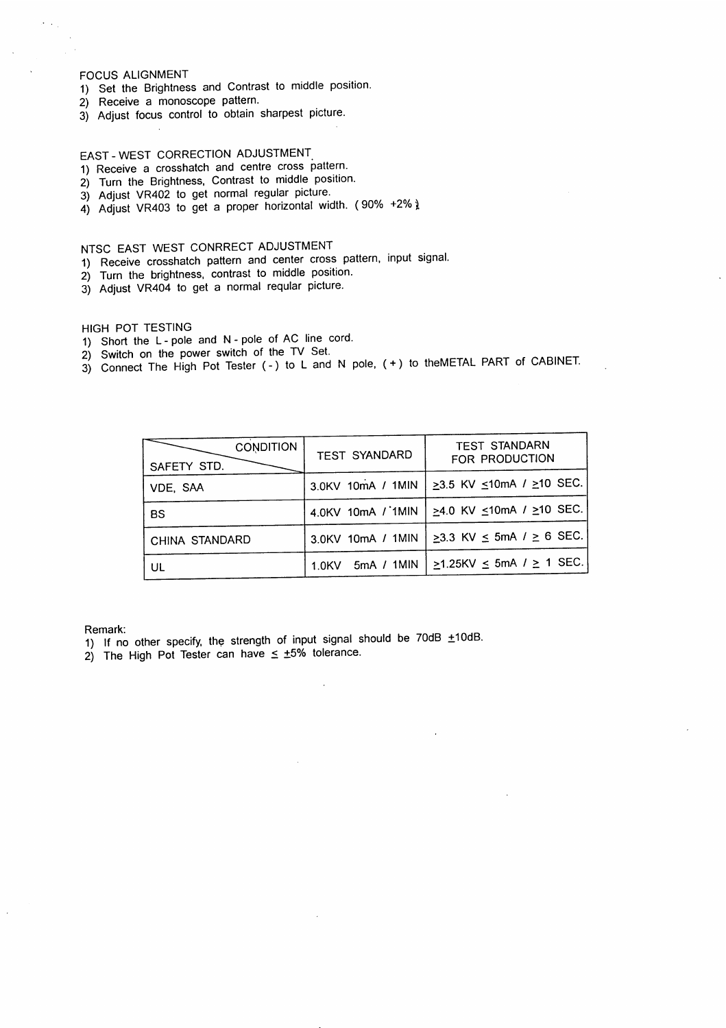FOCUS ALIGNMENT

1) Set the Brightness and Contrast to middle position.
2) Receive a monoscope pattern.
3) Adjust focus control to obtain sharpest picture.

EAST - WEST CORRECTION ADJUSTMENT

1) Receive a crosshatch and centre cross pattern.
2) Turn the Brightness, Contrast to middle position.
3) Adjust VR402 to get normal regular picture.
4) Adjust VR403 to get a proper horizontal width. ( 90% +2% )

NTSC EAST WEST CONRRECT ADJUSTMENT

1) Receive crosshatch pattern and center cross pattern, input signal.
2) Turn the brightness, contrast to middle position.
3) Adjust VR404 to get a normal reqular picture.

HIGH POT TESTING

1) Short the L - pole and N - pole of AC line cord.
2) Switch on the power switch of the TV Set.
3) Connect The High Pot Tester ( - ) to L and N pole, ( + ) to theMETAL PART of CABINET.

| SAFETY STD. \ CONDITION | TEST SYANDARD | TEST STANDARN FOR PRODUCTION |
|---|---|---|
| VDE, SAA | 3.0KV 10mA / 1MIN | ≥3.5 KV ≤10mA / ≥10 SEC. |
| BS | 4.0KV 10mA / 1MIN | ≥4.0 KV ≤10mA / ≥10 SEC. |
| CHINA STANDARD | 3.0KV 10mA / 1MIN | ≥3.3 KV ≤ 5mA / ≥ 6 SEC. |
| UL | 1.0KV 5mA / 1MIN | ≥1.25KV ≤ 5mA / ≥ 1 SEC. |

Remark:

1) If no other specify, the strength of input signal should be 70dB ±10dB.
2) The High Pot Tester can have ≤ ±5% tolerance.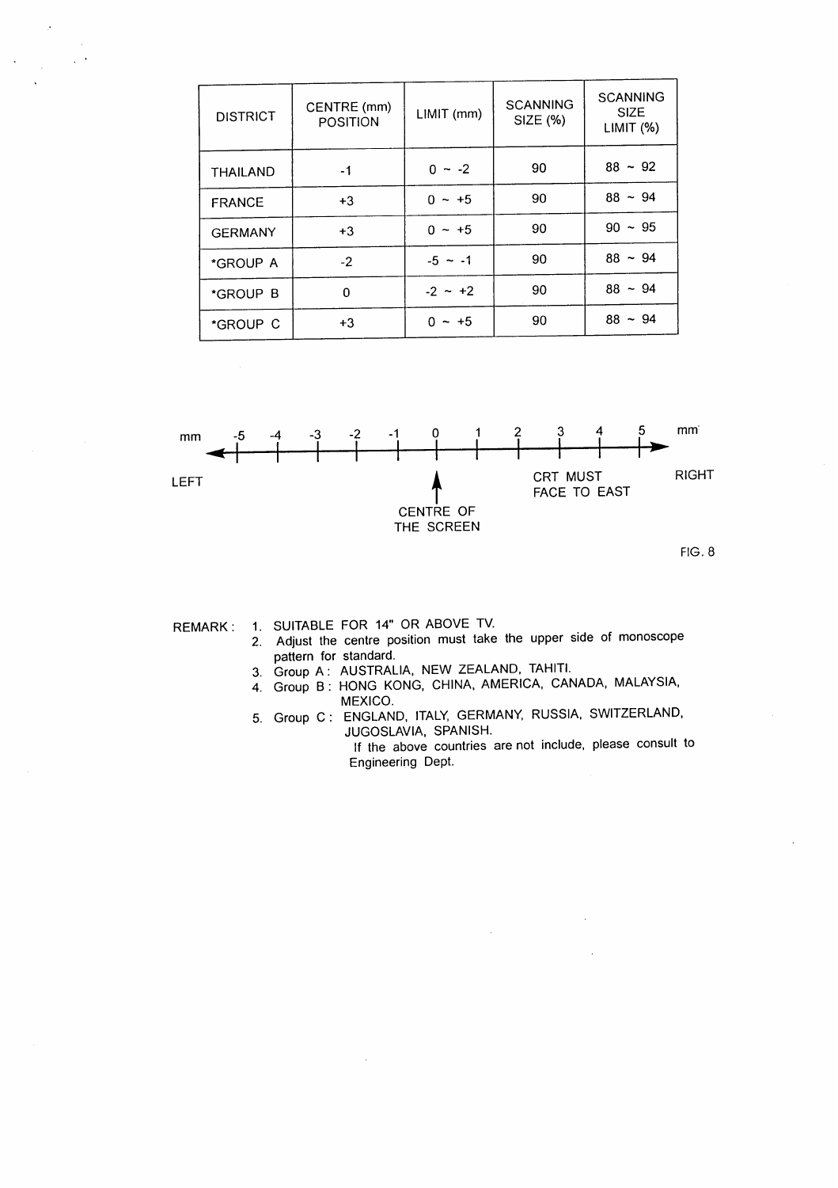| DISTRICT | CENTRE (mm) POSITION | LIMIT (mm) | SCANNING SIZE (%) | SCANNING SIZE LIMIT (%) |
|---|---|---|---|---|
| THAILAND | -1 | 0 ~ -2 | 90 | 88 ~ 92 |
| FRANCE | +3 | 0 ~ +5 | 90 | 88 ~ 94 |
| GERMANY | +3 | 0 ~ +5 | 90 | 90 ~ 95 |
| *GROUP A | -2 | -5 ~ -1 | 90 | 88 ~ 94 |
| *GROUP B | 0 | -2 ~ +2 | 90 | 88 ~ 94 |
| *GROUP C | +3 | 0 ~ +5 | 90 | 88 ~ 94 |

mm -5 -4 -3 -2 -1 0 1 2 3 4 5 mm

LEFT — CENTRE OF THE SCREEN — RIGHT

CRT MUST FACE TO EAST

FIG. 8

REMARK:

1. SUITABLE FOR 14" OR ABOVE TV.
2. Adjust the centre position must take the upper side of monoscope pattern for standard.
3. Group A: AUSTRALIA, NEW ZEALAND, TAHITI.
4. Group B: HONG KONG, CHINA, AMERICA, CANADA, MALAYSIA, MEXICO.
5. Group C: ENGLAND, ITALY, GERMANY, RUSSIA, SWITZERLAND, JUGOSLAVIA, SPANISH.

   If the above countries are not include, please consult to Engineering Dept.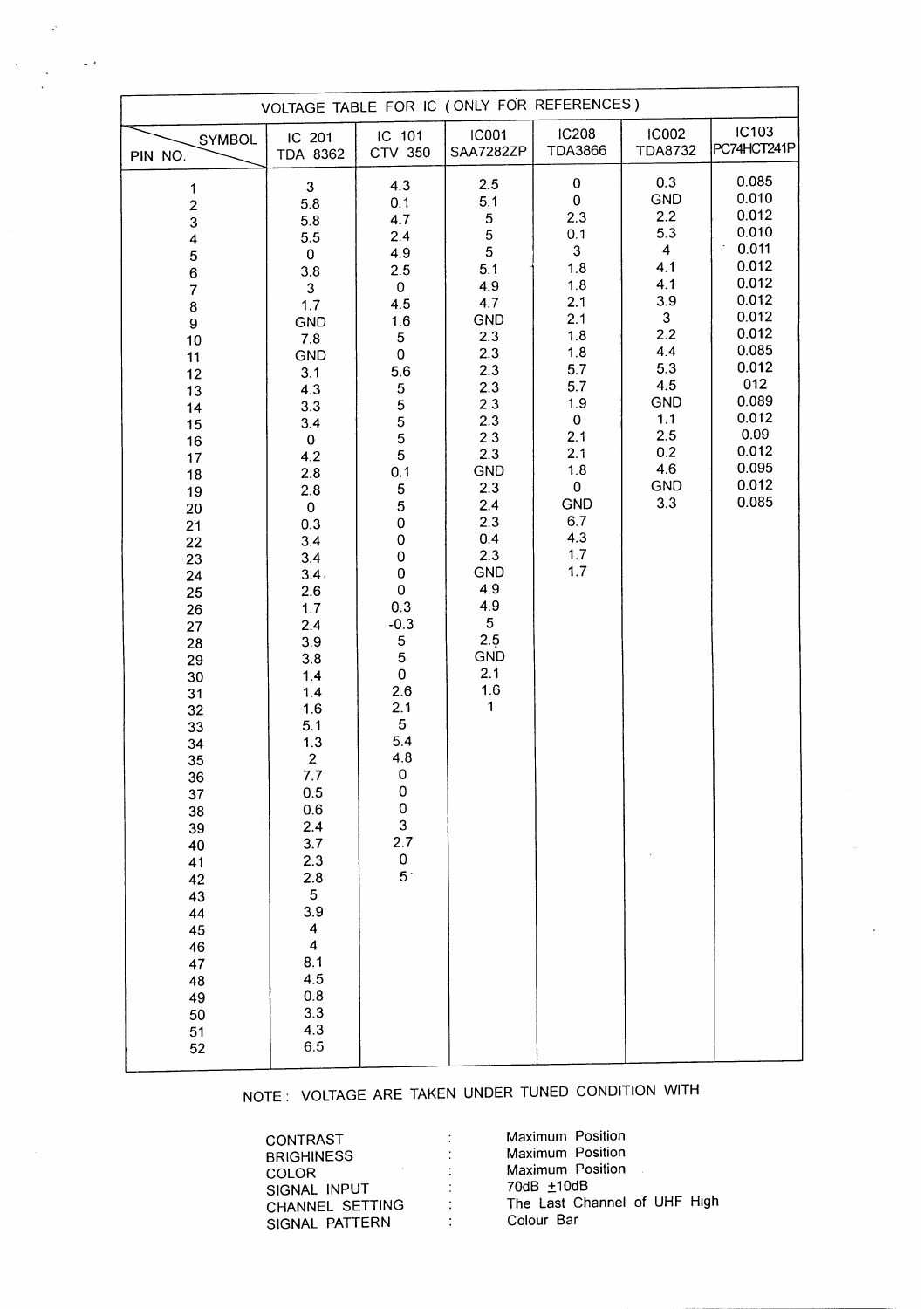| PIN NO. \ SYMBOL | IC 201 TDA 8362 | IC 101 CTV 350 | IC001 SAA7282ZP | IC208 TDA3866 | IC002 TDA8732 | IC103 PC74HCT241P |
|---|---|---|---|---|---|---|
| 1 | 3 | 4.3 | 2.5 | 0 | 0.3 | 0.085 |
| 2 | 5.8 | 0.1 | 5.1 | 0 | GND | 0.010 |
| 3 | 5.8 | 4.7 | 5 | 2.3 | 2.2 | 0.012 |
| 4 | 5.5 | 2.4 | 5 | 0.1 | 5.3 | 0.010 |
| 5 | 0 | 4.9 | 5 | 3 | 4 | 0.011 |
| 6 | 3.8 | 2.5 | 5.1 | 1.8 | 4.1 | 0.012 |
| 7 | 3 | 0 | 4.9 | 1.8 | 4.1 | 0.012 |
| 8 | 1.7 | 4.5 | 4.7 | 2.1 | 3.9 | 0.012 |
| 9 | GND | 1.6 | GND | 2.1 | 3 | 0.012 |
| 10 | 7.8 | 5 | 2.3 | 1.8 | 2.2 | 0.012 |
| 11 | GND | 0 | 2.3 | 1.8 | 4.4 | 0.085 |
| 12 | 3.1 | 5.6 | 2.3 | 5.7 | 5.3 | 0.012 |
| 13 | 4.3 | 5 | 2.3 | 5.7 | 4.5 | 012 |
| 14 | 3.3 | 5 | 2.3 | 1.9 | GND | 0.089 |
| 15 | 3.4 | 5 | 2.3 | 0 | 1.1 | 0.012 |
| 16 | 0 | 5 | 2.3 | 2.1 | 2.5 | 0.09 |
| 17 | 4.2 | 5 | 2.3 | 2.1 | 0.2 | 0.012 |
| 18 | 2.8 | 0.1 | GND | 1.8 | 4.6 | 0.095 |
| 19 | 2.8 | 5 | 2.3 | 0 | GND | 0.012 |
| 20 | 0 | 5 | 2.4 | GND | 3.3 | 0.085 |
| 21 | 0.3 | 0 | 2.3 | 6.7 | | |
| 22 | 3.4 | 0 | 0.4 | 4.3 | | |
| 23 | 3.4 | 0 | 2.3 | 1.7 | | |
| 24 | 3.4 | 0 | GND | 1.7 | | |
| 25 | 2.6 | 0 | 4.9 | | | |
| 26 | 1.7 | 0.3 | 4.9 | | | |
| 27 | 2.4 | -0.3 | 5 | | | |
| 28 | 3.9 | 5 | 2.5 | | | |
| 29 | 3.8 | 5 | GND | | | |
| 30 | 1.4 | 0 | 2.1 | | | |
| 31 | 1.4 | 2.6 | 1.6 | | | |
| 32 | 1.6 | 2.1 | 1 | | | |
| 33 | 5.1 | 5 | | | | |
| 34 | 1.3 | 5.4 | | | | |
| 35 | 2 | 4.8 | | | | |
| 36 | 7.7 | 0 | | | | |
| 37 | 0.5 | 0 | | | | |
| 38 | 0.6 | 0 | | | | |
| 39 | 2.4 | 3 | | | | |
| 40 | 3.7 | 2.7 | | | | |
| 41 | 2.3 | 0 | | | | |
| 42 | 2.8 | 5 | | | | |
| 43 | 5 | | | | | |
| 44 | 3.9 | | | | | |
| 45 | 4 | | | | | |
| 46 | 4 | | | | | |
| 47 | 8.1 | | | | | |
| 48 | 4.5 | | | | | |
| 49 | 0.8 | | | | | |
| 50 | 3.3 | | | | | |
| 51 | 4.3 | | | | | |
| 52 | 6.5 | | | | | |

VOLTAGE TABLE FOR IC ( ONLY FOR REFERENCES )

NOTE : VOLTAGE ARE TAKEN UNDER TUNED CONDITION WITH

| | | |
|---|---|---|
| CONTRAST | : | Maximum Position |
| BRIGHINESS | : | Maximum Position |
| COLOR | : | Maximum Position |
| SIGNAL INPUT | : | 70dB ±10dB |
| CHANNEL SETTING | : | The Last Channel of UHF High |
| SIGNAL PATTERN | : | Colour Bar |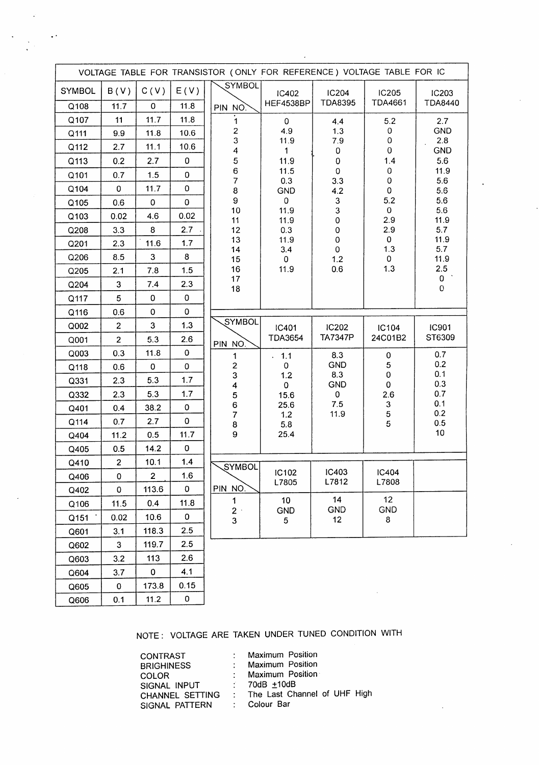VOLTAGE TABLE FOR TRANSISTOR ( ONLY FOR REFERENCE ) VOLTAGE TABLE FOR IC

| SYMBOL | B ( V ) | C ( V ) | E ( V ) |
|---|---|---|---|
| Q108 | 11.7 | 0 | 11.8 |
| Q107 | 11 | 11.7 | 11.8 |
| Q111 | 9.9 | 11.8 | 10.6 |
| Q112 | 2.7 | 11.1 | 10.6 |
| Q113 | 0.2 | 2.7 | 0 |
| Q101 | 0.7 | 1.5 | 0 |
| Q104 | 0 | 11.7 | 0 |
| Q105 | 0.6 | 0 | 0 |
| Q103 | 0.02 | 4.6 | 0.02 |
| Q208 | 3.3 | 8 | 2.7 |
| Q201 | 2.3 | 11.6 | 1.7 |
| Q206 | 8.5 | 3 | 8 |
| Q205 | 2.1 | 7.8 | 1.5 |
| Q204 | 3 | 7.4 | 2.3 |
| Q117 | 5 | 0 | 0 |
| Q116 | 0.6 | 0 | 0 |
| Q002 | 2 | 3 | 1.3 |
| Q001 | 2 | 5.3 | 2.6 |
| Q003 | 0.3 | 11.8 | 0 |
| Q118 | 0.6 | 0 | 0 |
| Q331 | 2.3 | 5.3 | 1.7 |
| Q332 | 2.3 | 5.3 | 1.7 |
| Q401 | 0.4 | 38.2 | 0 |
| Q114 | 0.7 | 2.7 | 0 |
| Q404 | 11.2 | 0.5 | 11.7 |
| Q405 | 0.5 | 14.2 | 0 |
| Q410 | 2 | 10.1 | 1.4 |
| Q406 | 0 | 2 | 1.6 |
| Q402 | 0 | 113.6 | 0 |
| Q106 | 11.5 | 0.4 | 11.8 |
| Q151 | 0.02 | 10.6 | 0 |
| Q601 | 3.1 | 118.3 | 2.5 |
| Q602 | 3 | 119.7 | 2.5 |
| Q603 | 3.2 | 113 | 2.6 |
| Q604 | 3.7 | 0 | 4.1 |
| Q605 | 0 | 173.8 | 0.15 |
| Q606 | 0.1 | 11.2 | 0 |

| PIN NO. \ SYMBOL | IC402 HEF4538BP | IC204 TDA8395 | IC205 TDA4661 | IC203 TDA8440 |
|---|---|---|---|---|
| 1 | 0 | 4.4 | 5.2 | 2.7 |
| 2 | 4.9 | 1.3 | 0 | GND |
| 3 | 11.9 | 7.9 | 0 | 2.8 |
| 4 | 1 | 0 | 0 | GND |
| 5 | 11.9 | 0 | 1.4 | 5.6 |
| 6 | 11.5 | 0 | 0 | 11.9 |
| 7 | 0.3 | 3.3 | 0 | 5.6 |
| 8 | GND | 4.2 | 0 | 5.6 |
| 9 | 0 | 3 | 5.2 | 5.6 |
| 10 | 11.9 | 3 | 0 | 5.6 |
| 11 | 11.9 | 0 | 2.9 | 11.9 |
| 12 | 0.3 | 0 | 2.9 | 5.7 |
| 13 | 11.9 | 0 | 0 | 11.9 |
| 14 | 3.4 | 0 | 1.3 | 5.7 |
| 15 | 0 | 1.2 | 0 | 11.9 |
| 16 | 11.9 | 0.6 | 1.3 | 2.5 |
| 17 | | | | 0 |
| 18 | | | | 0 |

| PIN NO. \ SYMBOL | IC401 TDA3654 | IC202 TA7347P | IC104 24C01B2 | IC901 ST6309 |
|---|---|---|---|---|
| 1 | 1.1 | 8.3 | 0 | 0.7 |
| 2 | 0 | GND | 5 | 0.2 |
| 3 | 1.2 | 8.3 | 0 | 0.1 |
| 4 | 0 | GND | 0 | 0.3 |
| 5 | 15.6 | 0 | 2.6 | 0.7 |
| 6 | 25.6 | 7.5 | 3 | 0.1 |
| 7 | 1.2 | 11.9 | 5 | 0.2 |
| 8 | 5.8 | | 5 | 0.5 |
| 9 | 25.4 | | | 10 |

| PIN NO. \ SYMBOL | IC102 L7805 | IC403 L7812 | IC404 L7808 | |
|---|---|---|---|---|
| 1 | 10 | 14 | 12 | |
| 2 | GND | GND | GND | |
| 3 | 5 | 12 | 8 | |

NOTE : VOLTAGE ARE TAKEN UNDER TUNED CONDITION WITH

| | | |
|---|---|---|
| CONTRAST | : | Maximum Position |
| BRIGHINESS | : | Maximum Position |
| COLOR | : | Maximum Position |
| SIGNAL INPUT | : | 70dB ±10dB |
| CHANNEL SETTING | : | The Last Channel of UHF High |
| SIGNAL PATTERN | : | Colour Bar |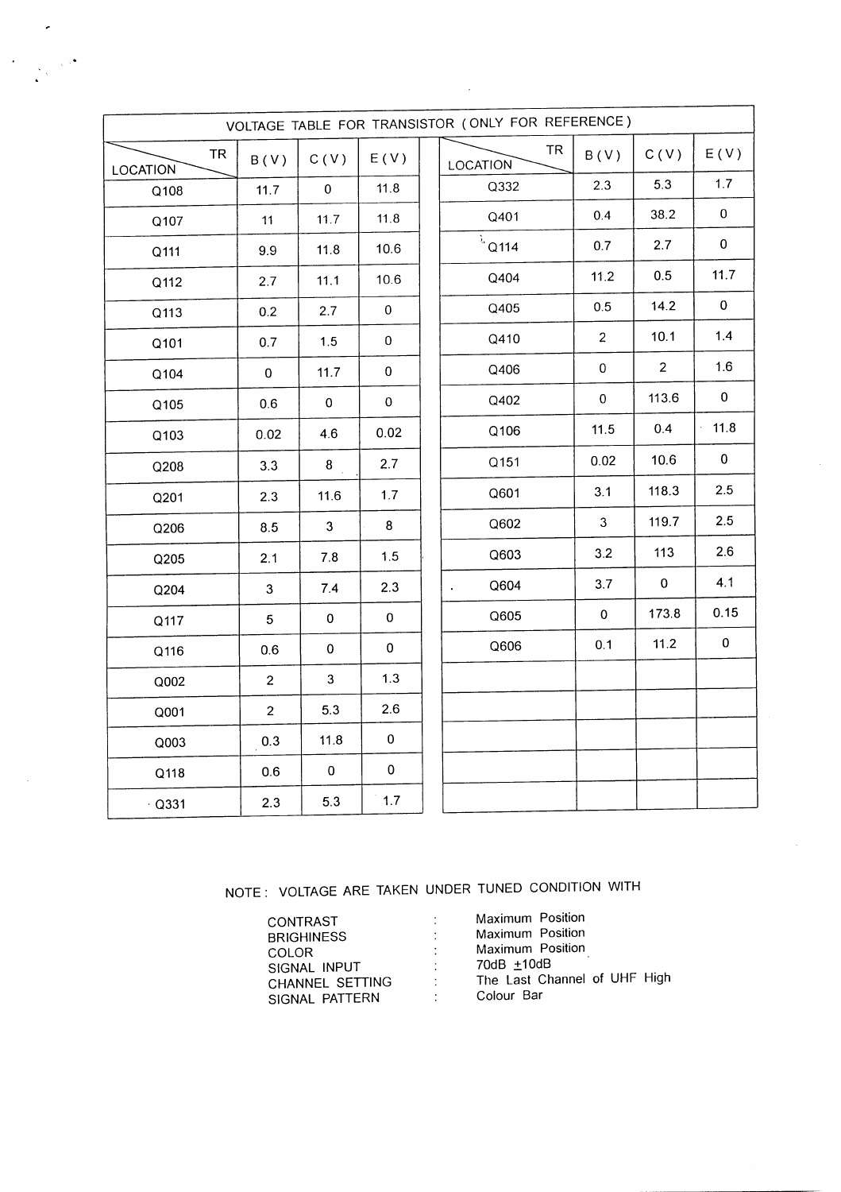## VOLTAGE TABLE FOR TRANSISTOR ( ONLY FOR REFERENCE )

| LOCATION \ TR | B ( V ) | C ( V ) | E ( V ) | LOCATION \ TR | B ( V ) | C ( V ) | E ( V ) |
|---|---|---|---|---|---|---|---|
| Q108 | 11.7 | 0 | 11.8 | Q332 | 2.3 | 5.3 | 1.7 |
| Q107 | 11 | 11.7 | 11.8 | Q401 | 0.4 | 38.2 | 0 |
| Q111 | 9.9 | 11.8 | 10.6 | Q114 | 0.7 | 2.7 | 0 |
| Q112 | 2.7 | 11.1 | 10.6 | Q404 | 11.2 | 0.5 | 11.7 |
| Q113 | 0.2 | 2.7 | 0 | Q405 | 0.5 | 14.2 | 0 |
| Q101 | 0.7 | 1.5 | 0 | Q410 | 2 | 10.1 | 1.4 |
| Q104 | 0 | 11.7 | 0 | Q406 | 0 | 2 | 1.6 |
| Q105 | 0.6 | 0 | 0 | Q402 | 0 | 113.6 | 0 |
| Q103 | 0.02 | 4.6 | 0.02 | Q106 | 11.5 | 0.4 | 11.8 |
| Q208 | 3.3 | 8 | 2.7 | Q151 | 0.02 | 10.6 | 0 |
| Q201 | 2.3 | 11.6 | 1.7 | Q601 | 3.1 | 118.3 | 2.5 |
| Q206 | 8.5 | 3 | 8 | Q602 | 3 | 119.7 | 2.5 |
| Q205 | 2.1 | 7.8 | 1.5 | Q603 | 3.2 | 113 | 2.6 |
| Q204 | 3 | 7.4 | 2.3 | Q604 | 3.7 | 0 | 4.1 |
| Q117 | 5 | 0 | 0 | Q605 | 0 | 173.8 | 0.15 |
| Q116 | 0.6 | 0 | 0 | Q606 | 0.1 | 11.2 | 0 |
| Q002 | 2 | 3 | 1.3 | | | | |
| Q001 | 2 | 5.3 | 2.6 | | | | |
| Q003 | 0.3 | 11.8 | 0 | | | | |
| Q118 | 0.6 | 0 | 0 | | | | |
| Q331 | 2.3 | 5.3 | 1.7 | | | | |

NOTE : VOLTAGE ARE TAKEN UNDER TUNED CONDITION WITH

| | | |
|---|---|---|
| CONTRAST | : | Maximum Position |
| BRIGHINESS | : | Maximum Position |
| COLOR | : | Maximum Position |
| SIGNAL INPUT | : | 70dB ±10dB |
| CHANNEL SETTING | : | The Last Channel of UHF High |
| SIGNAL PATTERN | : | Colour Bar |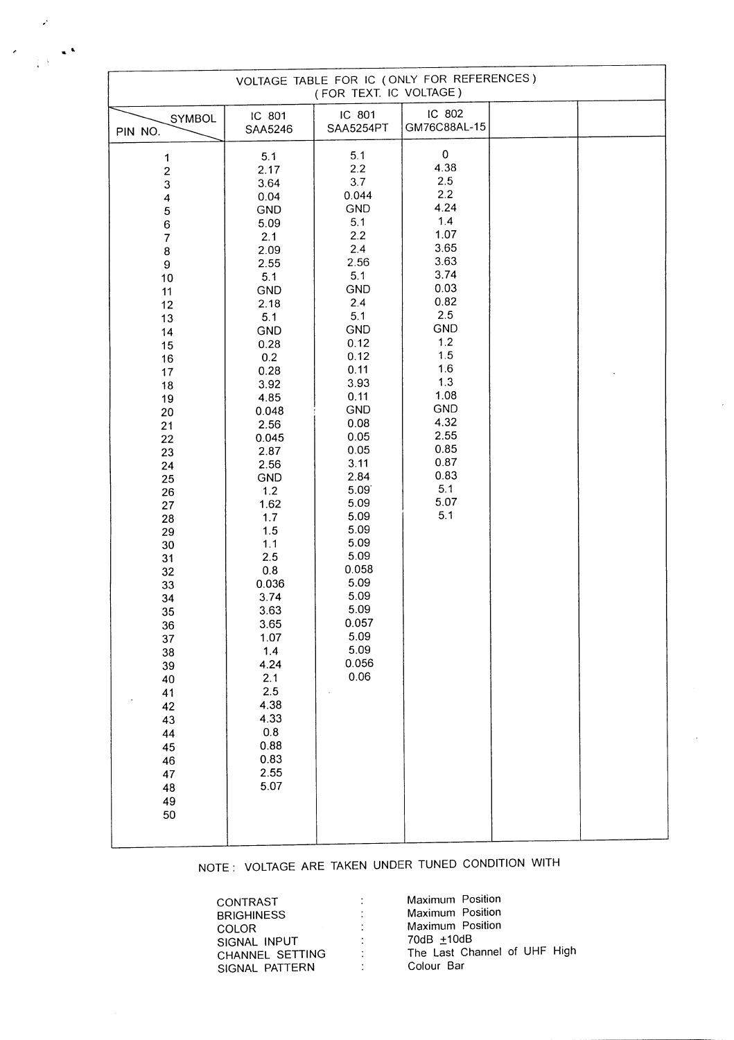| VOLTAGE TABLE FOR IC ( ONLY FOR REFERENCES ) ( FOR TEXT. IC VOLTAGE ) | | | | | |
|---|---|---|---|---|---|
| SYMBOL / PIN NO. | IC 801 SAA5246 | IC 801 SAA5254PT | IC 802 GM76C88AL-15 | | |
| 1 | 5.1 | 5.1 | 0 | | |
| 2 | 2.17 | 2.2 | 4.38 | | |
| 3 | 3.64 | 3.7 | 2.5 | | |
| 4 | 0.04 | 0.044 | 2.2 | | |
| 5 | GND | GND | 4.24 | | |
| 6 | 5.09 | 5.1 | 1.4 | | |
| 7 | 2.1 | 2.2 | 1.07 | | |
| 8 | 2.09 | 2.4 | 3.65 | | |
| 9 | 2.55 | 2.56 | 3.63 | | |
| 10 | 5.1 | 5.1 | 3.74 | | |
| 11 | GND | GND | 0.03 | | |
| 12 | 2.18 | 2.4 | 0.82 | | |
| 13 | 5.1 | 5.1 | 2.5 | | |
| 14 | GND | GND | GND | | |
| 15 | 0.28 | 0.12 | 1.2 | | |
| 16 | 0.2 | 0.12 | 1.5 | | |
| 17 | 0.28 | 0.11 | 1.6 | | |
| 18 | 3.92 | 3.93 | 1.3 | | |
| 19 | 4.85 | 0.11 | 1.08 | | |
| 20 | 0.048 | GND | GND | | |
| 21 | 2.56 | 0.08 | 4.32 | | |
| 22 | 0.045 | 0.05 | 2.55 | | |
| 23 | 2.87 | 0.05 | 0.85 | | |
| 24 | 2.56 | 3.11 | 0.87 | | |
| 25 | GND | 2.84 | 0.83 | | |
| 26 | 1.2 | 5.09 | 5.1 | | |
| 27 | 1.62 | 5.09 | 5.07 | | |
| 28 | 1.7 | 5.09 | 5.1 | | |
| 29 | 1.5 | 5.09 | | | |
| 30 | 1.1 | 5.09 | | | |
| 31 | 2.5 | 5.09 | | | |
| 32 | 0.8 | 0.058 | | | |
| 33 | 0.036 | 5.09 | | | |
| 34 | 3.74 | 5.09 | | | |
| 35 | 3.63 | 5.09 | | | |
| 36 | 3.65 | 0.057 | | | |
| 37 | 1.07 | 5.09 | | | |
| 38 | 1.4 | 5.09 | | | |
| 39 | 4.24 | 0.056 | | | |
| 40 | 2.1 | 0.06 | | | |
| 41 | 2.5 | | | | |
| 42 | 4.38 | | | | |
| 43 | 4.33 | | | | |
| 44 | 0.8 | | | | |
| 45 | 0.88 | | | | |
| 46 | 0.83 | | | | |
| 47 | 2.55 | | | | |
| 48 | 5.07 | | | | |
| 49 | | | | | |
| 50 | | | | | |

NOTE : VOLTAGE ARE TAKEN UNDER TUNED CONDITION WITH

| | | |
|---|---|---|
| CONTRAST | : | Maximum Position |
| BRIGHINESS | : | Maximum Position |
| COLOR | : | Maximum Position |
| SIGNAL INPUT | : | 70dB ±10dB |
| CHANNEL SETTING | : | The Last Channel of UHF High |
| SIGNAL PATTERN | : | Colour Bar |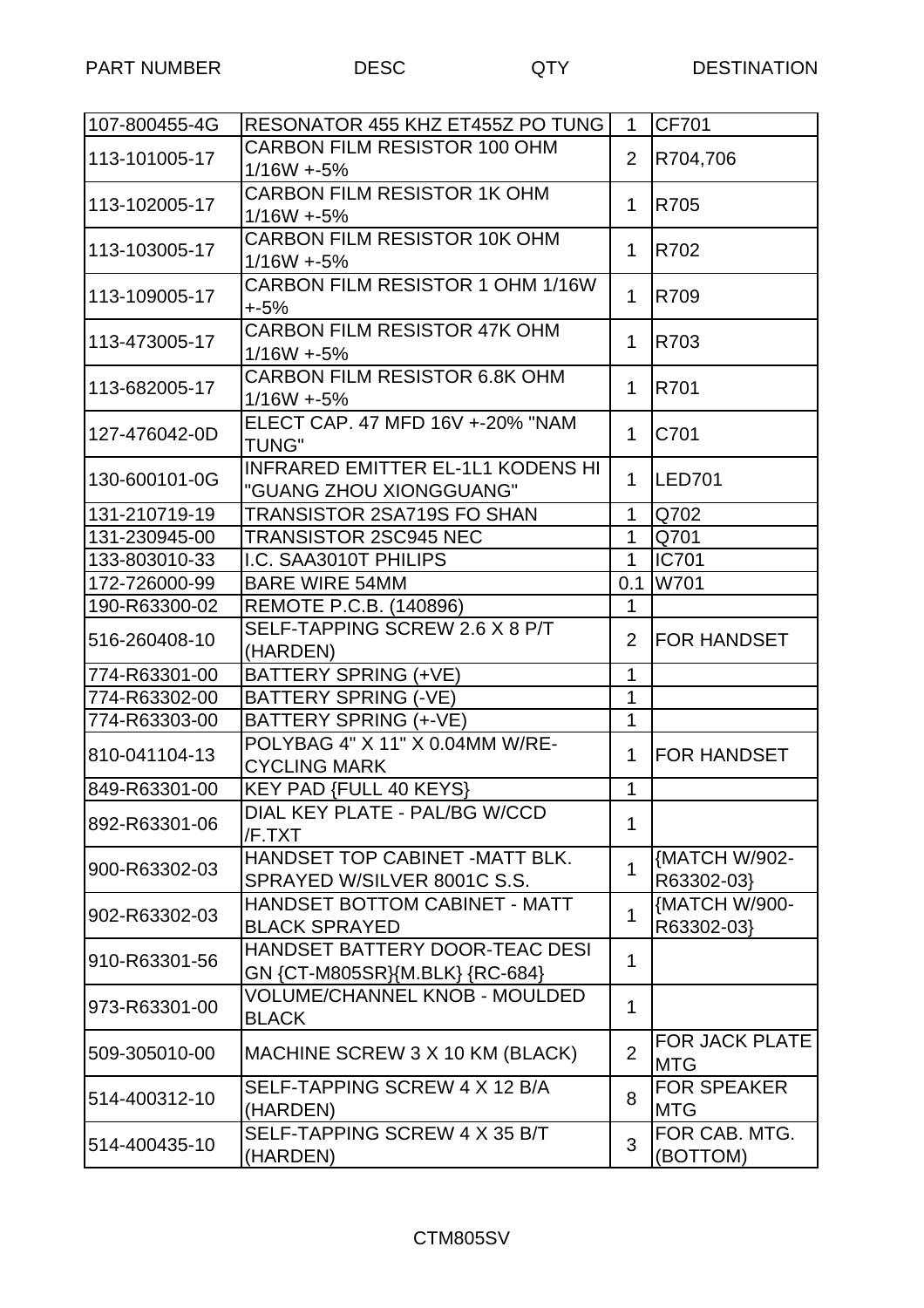| PART NUMBER | DESC | QTY | DESTINATION |
|---|---|---|---|
| 107-800455-4G | RESONATOR 455 KHZ ET455Z PO TUNG | 1 | CF701 |
| 113-101005-17 | CARBON FILM RESISTOR 100 OHM 1/16W +-5% | 2 | R704,706 |
| 113-102005-17 | CARBON FILM RESISTOR 1K OHM 1/16W +-5% | 1 | R705 |
| 113-103005-17 | CARBON FILM RESISTOR 10K OHM 1/16W +-5% | 1 | R702 |
| 113-109005-17 | CARBON FILM RESISTOR 1 OHM 1/16W +-5% | 1 | R709 |
| 113-473005-17 | CARBON FILM RESISTOR 47K OHM 1/16W +-5% | 1 | R703 |
| 113-682005-17 | CARBON FILM RESISTOR 6.8K OHM 1/16W +-5% | 1 | R701 |
| 127-476042-0D | ELECT CAP. 47 MFD 16V +-20% "NAM TUNG" | 1 | C701 |
| 130-600101-0G | INFRARED EMITTER EL-1L1 KODENS HI "GUANG ZHOU XIONGGUANG" | 1 | LED701 |
| 131-210719-19 | TRANSISTOR 2SA719S FO SHAN | 1 | Q702 |
| 131-230945-00 | TRANSISTOR 2SC945 NEC | 1 | Q701 |
| 133-803010-33 | I.C. SAA3010T PHILIPS | 1 | IC701 |
| 172-726000-99 | BARE WIRE 54MM | 0.1 | W701 |
| 190-R63300-02 | REMOTE P.C.B. (140896) | 1 | |
| 516-260408-10 | SELF-TAPPING SCREW 2.6 X 8 P/T (HARDEN) | 2 | FOR HANDSET |
| 774-R63301-00 | BATTERY SPRING (+VE) | 1 | |
| 774-R63302-00 | BATTERY SPRING (-VE) | 1 | |
| 774-R63303-00 | BATTERY SPRING (+-VE) | 1 | |
| 810-041104-13 | POLYBAG 4" X 11" X 0.04MM W/RE-CYCLING MARK | 1 | FOR HANDSET |
| 849-R63301-00 | KEY PAD {FULL 40 KEYS} | 1 | |
| 892-R63301-06 | DIAL KEY PLATE - PAL/BG W/CCD /F.TXT | 1 | |
| 900-R63302-03 | HANDSET TOP CABINET -MATT BLK. SPRAYED W/SILVER 8001C S.S. | 1 | {MATCH W/902-R63302-03} |
| 902-R63302-03 | HANDSET BOTTOM CABINET - MATT BLACK SPRAYED | 1 | {MATCH W/900-R63302-03} |
| 910-R63301-56 | HANDSET BATTERY DOOR-TEAC DESI GN {CT-M805SR}{M.BLK} {RC-684} | 1 | |
| 973-R63301-00 | VOLUME/CHANNEL KNOB - MOULDED BLACK | 1 | |
| 509-305010-00 | MACHINE SCREW 3 X 10 KM (BLACK) | 2 | FOR JACK PLATE MTG |
| 514-400312-10 | SELF-TAPPING SCREW 4 X 12 B/A (HARDEN) | 8 | FOR SPEAKER MTG |
| 514-400435-10 | SELF-TAPPING SCREW 4 X 35 B/T (HARDEN) | 3 | FOR CAB. MTG. (BOTTOM) |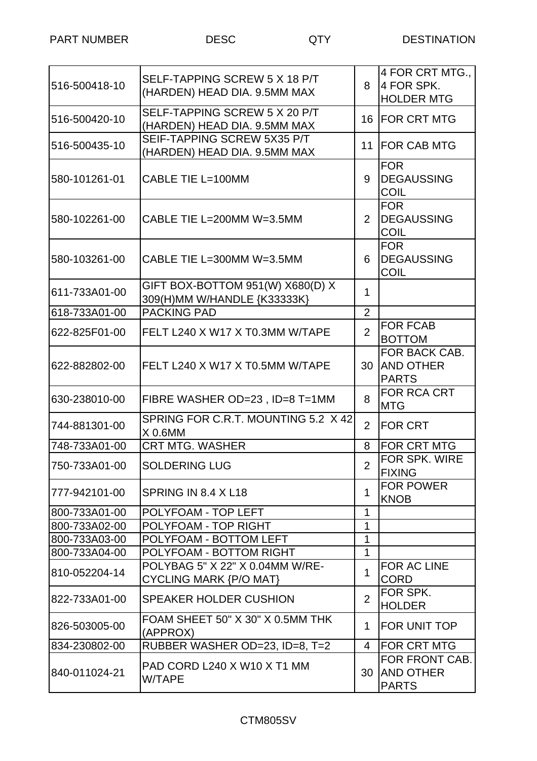| PART NUMBER | DESC | QTY | DESTINATION |
|---|---|---|---|
| 516-500418-10 | SELF-TAPPING SCREW 5 X 18 P/T (HARDEN) HEAD DIA. 9.5MM MAX | 8 | 4 FOR CRT MTG., 4 FOR SPK. HOLDER MTG |
| 516-500420-10 | SELF-TAPPING SCREW 5 X 20 P/T (HARDEN) HEAD DIA. 9.5MM MAX | 16 | FOR CRT MTG |
| 516-500435-10 | SEIF-TAPPING SCREW 5X35 P/T (HARDEN) HEAD DIA. 9.5MM MAX | 11 | FOR CAB MTG |
| 580-101261-01 | CABLE TIE L=100MM | 9 | FOR DEGAUSSING COIL |
| 580-102261-00 | CABLE TIE L=200MM W=3.5MM | 2 | FOR DEGAUSSING COIL |
| 580-103261-00 | CABLE TIE L=300MM W=3.5MM | 6 | FOR DEGAUSSING COIL |
| 611-733A01-00 | GIFT BOX-BOTTOM 951(W) X680(D) X 309(H)MM W/HANDLE {K33333K} | 1 | |
| 618-733A01-00 | PACKING PAD | 2 | |
| 622-825F01-00 | FELT L240 X W17 X T0.3MM W/TAPE | 2 | FOR FCAB BOTTOM |
| 622-882802-00 | FELT L240 X W17 X T0.5MM W/TAPE | 30 | FOR BACK CAB. AND OTHER PARTS |
| 630-238010-00 | FIBRE WASHER OD=23 , ID=8 T=1MM | 8 | FOR RCA CRT MTG |
| 744-881301-00 | SPRING FOR C.R.T. MOUNTING 5.2 X 42 X 0.6MM | 2 | FOR CRT |
| 748-733A01-00 | CRT MTG. WASHER | 8 | FOR CRT MTG |
| 750-733A01-00 | SOLDERING LUG | 2 | FOR SPK. WIRE FIXING |
| 777-942101-00 | SPRING IN 8.4 X L18 | 1 | FOR POWER KNOB |
| 800-733A01-00 | POLYFOAM - TOP LEFT | 1 | |
| 800-733A02-00 | POLYFOAM - TOP RIGHT | 1 | |
| 800-733A03-00 | POLYFOAM - BOTTOM LEFT | 1 | |
| 800-733A04-00 | POLYFOAM - BOTTOM RIGHT | 1 | |
| 810-052204-14 | POLYBAG 5" X 22" X 0.04MM W/RE-CYCLING MARK {P/O MAT} | 1 | FOR AC LINE CORD |
| 822-733A01-00 | SPEAKER HOLDER CUSHION | 2 | FOR SPK. HOLDER |
| 826-503005-00 | FOAM SHEET 50" X 30" X 0.5MM THK (APPROX) | 1 | FOR UNIT TOP |
| 834-230802-00 | RUBBER WASHER OD=23, ID=8, T=2 | 4 | FOR CRT MTG |
| 840-011024-21 | PAD CORD L240 X W10 X T1 MM W/TAPE | 30 | FOR FRONT CAB. AND OTHER PARTS |

CTM805SV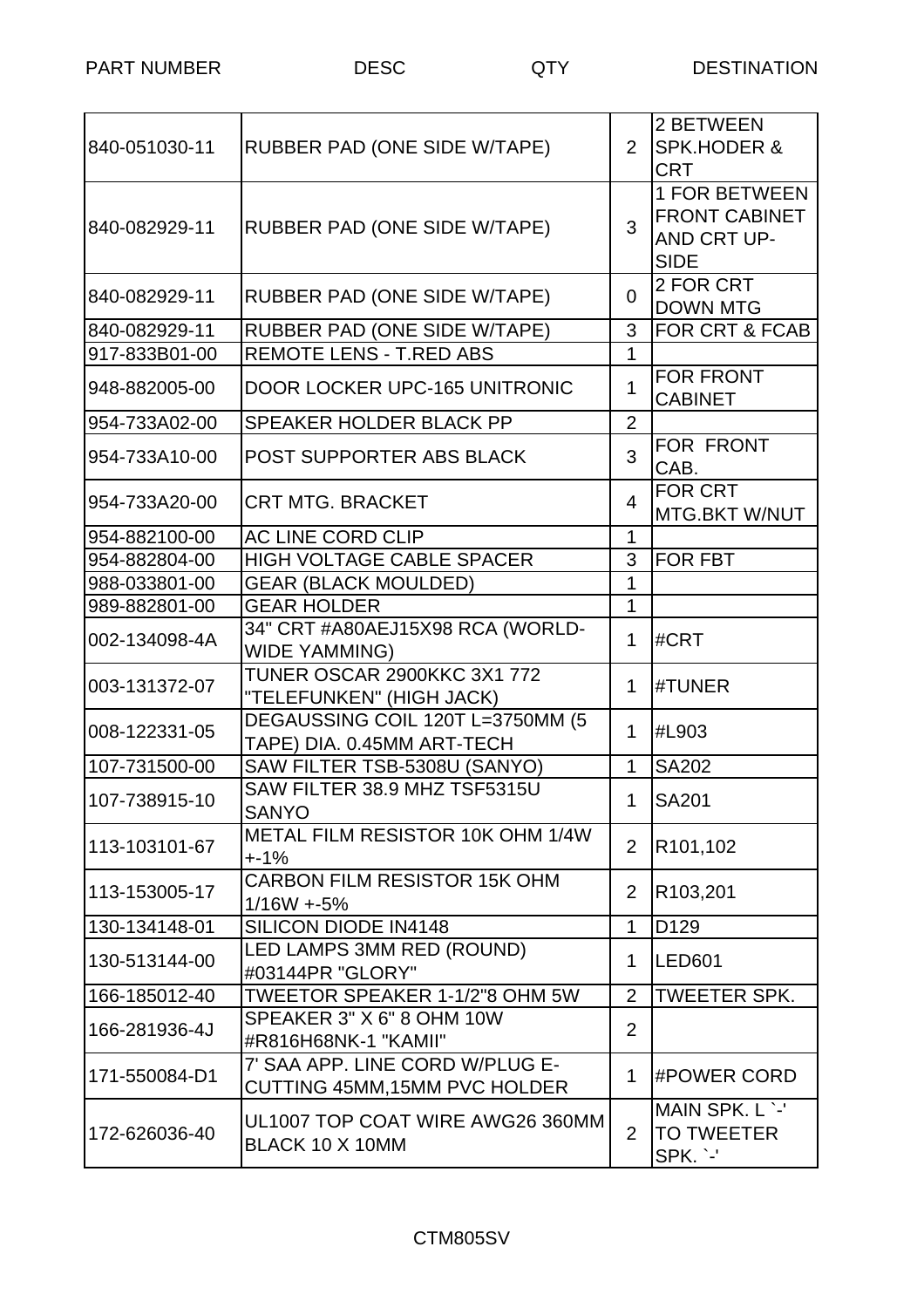| PART NUMBER | DESC | QTY | DESTINATION |
|---|---|---|---|
| 840-051030-11 | RUBBER PAD (ONE SIDE W/TAPE) | 2 | 2 BETWEEN SPK.HODER & CRT |
| 840-082929-11 | RUBBER PAD (ONE SIDE W/TAPE) | 3 | 1 FOR BETWEEN FRONT CABINET AND CRT UP-SIDE |
| 840-082929-11 | RUBBER PAD (ONE SIDE W/TAPE) | 0 | 2 FOR CRT DOWN MTG |
| 840-082929-11 | RUBBER PAD (ONE SIDE W/TAPE) | 3 | FOR CRT & FCAB |
| 917-833B01-00 | REMOTE LENS - T.RED ABS | 1 | |
| 948-882005-00 | DOOR LOCKER UPC-165 UNITRONIC | 1 | FOR FRONT CABINET |
| 954-733A02-00 | SPEAKER HOLDER BLACK PP | 2 | |
| 954-733A10-00 | POST SUPPORTER ABS BLACK | 3 | FOR FRONT CAB. |
| 954-733A20-00 | CRT MTG. BRACKET | 4 | FOR CRT MTG.BKT W/NUT |
| 954-882100-00 | AC LINE CORD CLIP | 1 | |
| 954-882804-00 | HIGH VOLTAGE CABLE SPACER | 3 | FOR FBT |
| 988-033801-00 | GEAR (BLACK MOULDED) | 1 | |
| 989-882801-00 | GEAR HOLDER | 1 | |
| 002-134098-4A | 34" CRT #A80AEJ15X98 RCA (WORLD-WIDE YAMMING) | 1 | #CRT |
| 003-131372-07 | TUNER OSCAR 2900KKC 3X1 772 "TELEFUNKEN" (HIGH JACK) | 1 | #TUNER |
| 008-122331-05 | DEGAUSSING COIL 120T L=3750MM (5 TAPE) DIA. 0.45MM ART-TECH | 1 | #L903 |
| 107-731500-00 | SAW FILTER TSB-5308U (SANYO) | 1 | SA202 |
| 107-738915-10 | SAW FILTER 38.9 MHZ TSF5315U SANYO | 1 | SA201 |
| 113-103101-67 | METAL FILM RESISTOR 10K OHM 1/4W +-1% | 2 | R101,102 |
| 113-153005-17 | CARBON FILM RESISTOR 15K OHM 1/16W +-5% | 2 | R103,201 |
| 130-134148-01 | SILICON DIODE IN4148 | 1 | D129 |
| 130-513144-00 | LED LAMPS 3MM RED (ROUND) #03144PR "GLORY" | 1 | LED601 |
| 166-185012-40 | TWEETOR SPEAKER 1-1/2"8 OHM 5W | 2 | TWEETER SPK. |
| 166-281936-4J | SPEAKER 3" X 6" 8 OHM 10W #R816H68NK-1 "KAMII" | 2 | |
| 171-550084-D1 | 7' SAA APP. LINE CORD W/PLUG E-CUTTING 45MM,15MM PVC HOLDER | 1 | #POWER CORD |
| 172-626036-40 | UL1007 TOP COAT WIRE AWG26 360MM BLACK 10 X 10MM | 2 | MAIN SPK. L `-' TO TWEETER SPK. `-' |

CTM805SV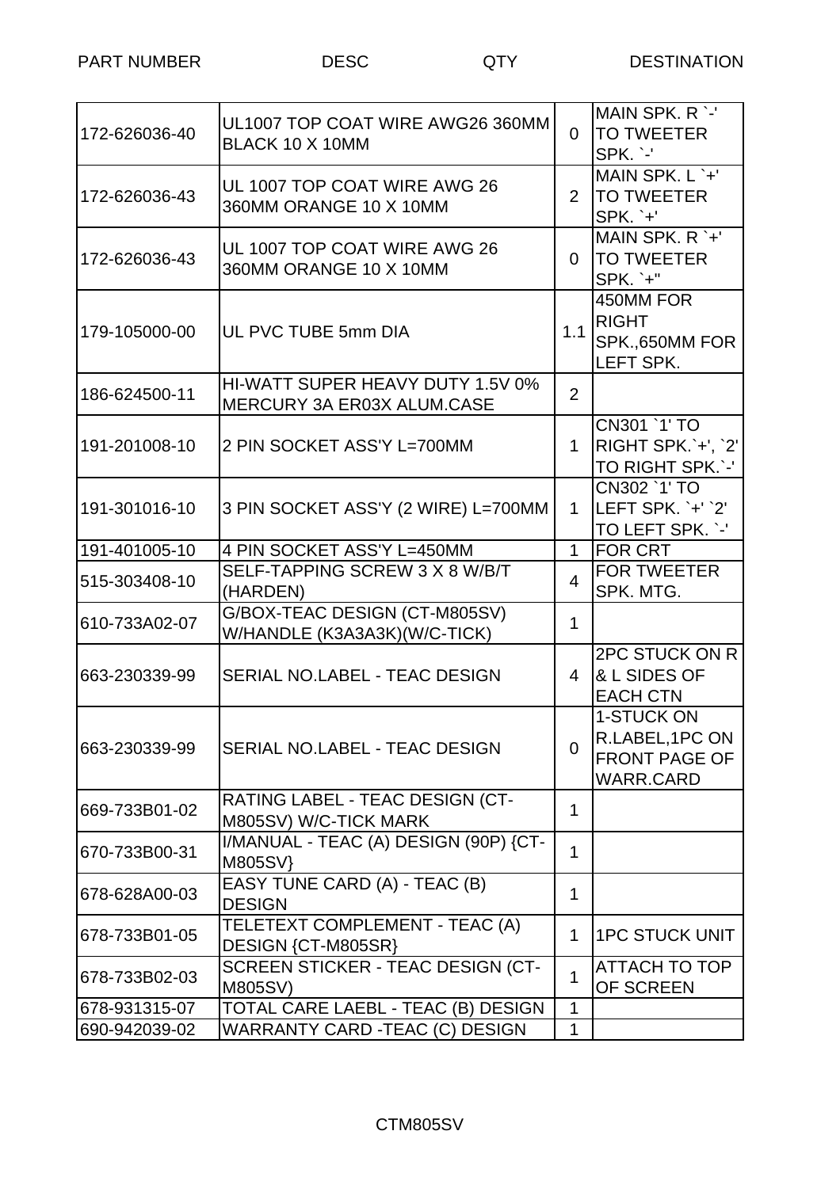| PART NUMBER | DESC | QTY | DESTINATION |
|---|---|---|---|
| 172-626036-40 | UL1007 TOP COAT WIRE AWG26 360MM BLACK 10 X 10MM | 0 | MAIN SPK. R `-' TO TWEETER SPK. `-' |
| 172-626036-43 | UL 1007 TOP COAT WIRE AWG 26 360MM ORANGE 10 X 10MM | 2 | MAIN SPK. L `+' TO TWEETER SPK. `+' |
| 172-626036-43 | UL 1007 TOP COAT WIRE AWG 26 360MM ORANGE 10 X 10MM | 0 | MAIN SPK. R `+' TO TWEETER SPK. `+" |
| 179-105000-00 | UL PVC TUBE 5mm DIA | 1.1 | 450MM FOR RIGHT SPK.,650MM FOR LEFT SPK. |
| 186-624500-11 | HI-WATT SUPER HEAVY DUTY 1.5V 0% MERCURY 3A ER03X ALUM.CASE | 2 | |
| 191-201008-10 | 2 PIN SOCKET ASS'Y L=700MM | 1 | CN301 `1' TO RIGHT SPK.`+', `2' TO RIGHT SPK.`-' |
| 191-301016-10 | 3 PIN SOCKET ASS'Y (2 WIRE) L=700MM | 1 | CN302 `1' TO LEFT SPK. `+' `2' TO LEFT SPK. `-' |
| 191-401005-10 | 4 PIN SOCKET ASS'Y L=450MM | 1 | FOR CRT |
| 515-303408-10 | SELF-TAPPING SCREW 3 X 8 W/B/T (HARDEN) | 4 | FOR TWEETER SPK. MTG. |
| 610-733A02-07 | G/BOX-TEAC DESIGN (CT-M805SV) W/HANDLE (K3A3A3K)(W/C-TICK) | 1 | |
| 663-230339-99 | SERIAL NO.LABEL - TEAC DESIGN | 4 | 2PC STUCK ON R & L SIDES OF EACH CTN |
| 663-230339-99 | SERIAL NO.LABEL - TEAC DESIGN | 0 | 1-STUCK ON R.LABEL,1PC ON FRONT PAGE OF WARR.CARD |
| 669-733B01-02 | RATING LABEL - TEAC DESIGN (CT-M805SV) W/C-TICK MARK | 1 | |
| 670-733B00-31 | I/MANUAL - TEAC (A) DESIGN (90P) {CT-M805SV} | 1 | |
| 678-628A00-03 | EASY TUNE CARD (A) - TEAC (B) DESIGN | 1 | |
| 678-733B01-05 | TELETEXT COMPLEMENT - TEAC (A) DESIGN {CT-M805SR} | 1 | 1PC STUCK UNIT |
| 678-733B02-03 | SCREEN STICKER - TEAC DESIGN (CT-M805SV) | 1 | ATTACH TO TOP OF SCREEN |
| 678-931315-07 | TOTAL CARE LAEBL - TEAC (B) DESIGN | 1 | |
| 690-942039-02 | WARRANTY CARD -TEAC (C) DESIGN | 1 | |

CTM805SV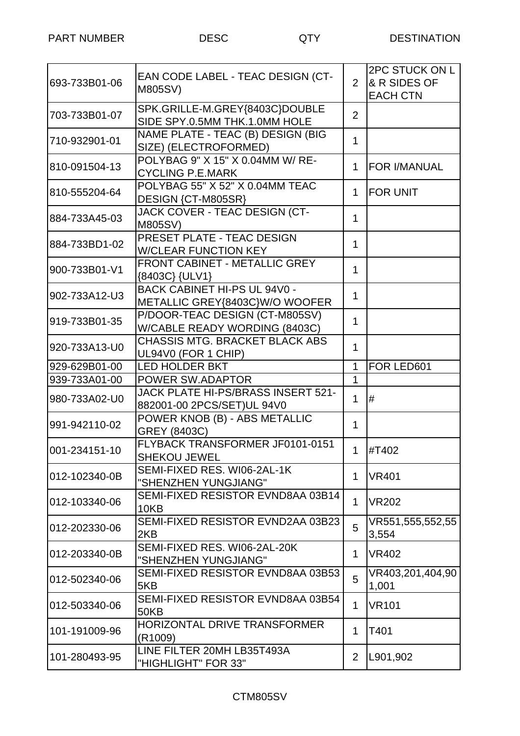| PART NUMBER | DESC | QTY | DESTINATION |
|---|---|---|---|
| 693-733B01-06 | EAN CODE LABEL - TEAC DESIGN (CT-M805SV) | 2 | 2PC STUCK ON L & R SIDES OF EACH CTN |
| 703-733B01-07 | SPK.GRILLE-M.GREY{8403C}DOUBLE SIDE SPY.0.5MM THK.1.0MM HOLE | 2 | |
| 710-932901-01 | NAME PLATE - TEAC (B) DESIGN (BIG SIZE) (ELECTROFORMED) | 1 | |
| 810-091504-13 | POLYBAG 9" X 15" X 0.04MM W/ RE-CYCLING P.E.MARK | 1 | FOR I/MANUAL |
| 810-555204-64 | POLYBAG 55" X 52" X 0.04MM TEAC DESIGN {CT-M805SR} | 1 | FOR UNIT |
| 884-733A45-03 | JACK COVER - TEAC DESIGN (CT-M805SV) | 1 | |
| 884-733BD1-02 | PRESET PLATE - TEAC DESIGN W/CLEAR FUNCTION KEY | 1 | |
| 900-733B01-V1 | FRONT CABINET - METALLIC GREY {8403C} {ULV1} | 1 | |
| 902-733A12-U3 | BACK CABINET HI-PS UL 94V0 - METALLIC GREY{8403C}W/O WOOFER | 1 | |
| 919-733B01-35 | P/DOOR-TEAC DESIGN (CT-M805SV) W/CABLE READY WORDING (8403C) | 1 | |
| 920-733A13-U0 | CHASSIS MTG. BRACKET BLACK ABS UL94V0 (FOR 1 CHIP) | 1 | |
| 929-629B01-00 | LED HOLDER BKT | 1 | FOR LED601 |
| 939-733A01-00 | POWER SW.ADAPTOR | 1 | |
| 980-733A02-U0 | JACK PLATE HI-PS/BRASS INSERT 521-882001-00 2PCS/SET)UL 94V0 | 1 | # |
| 991-942110-02 | POWER KNOB (B) - ABS METALLIC GREY (8403C) | 1 | |
| 001-234151-10 | FLYBACK TRANSFORMER JF0101-0151 SHEKOU JEWEL | 1 | #T402 |
| 012-102340-0B | SEMI-FIXED RES. WI06-2AL-1K "SHENZHEN YUNGJIANG" | 1 | VR401 |
| 012-103340-06 | SEMI-FIXED RESISTOR EVND8AA 03B14 10KB | 1 | VR202 |
| 012-202330-06 | SEMI-FIXED RESISTOR EVND2AA 03B23 2KB | 5 | VR551,555,552,553,554 |
| 012-203340-0B | SEMI-FIXED RES. WI06-2AL-20K "SHENZHEN YUNGJIANG" | 1 | VR402 |
| 012-502340-06 | SEMI-FIXED RESISTOR EVND8AA 03B53 5KB | 5 | VR403,201,404,901,001 |
| 012-503340-06 | SEMI-FIXED RESISTOR EVND8AA 03B54 50KB | 1 | VR101 |
| 101-191009-96 | HORIZONTAL DRIVE TRANSFORMER (R1009) | 1 | T401 |
| 101-280493-95 | LINE FILTER 20MH LB35T493A "HIGHLIGHT" FOR 33" | 2 | L901,902 |

CTM805SV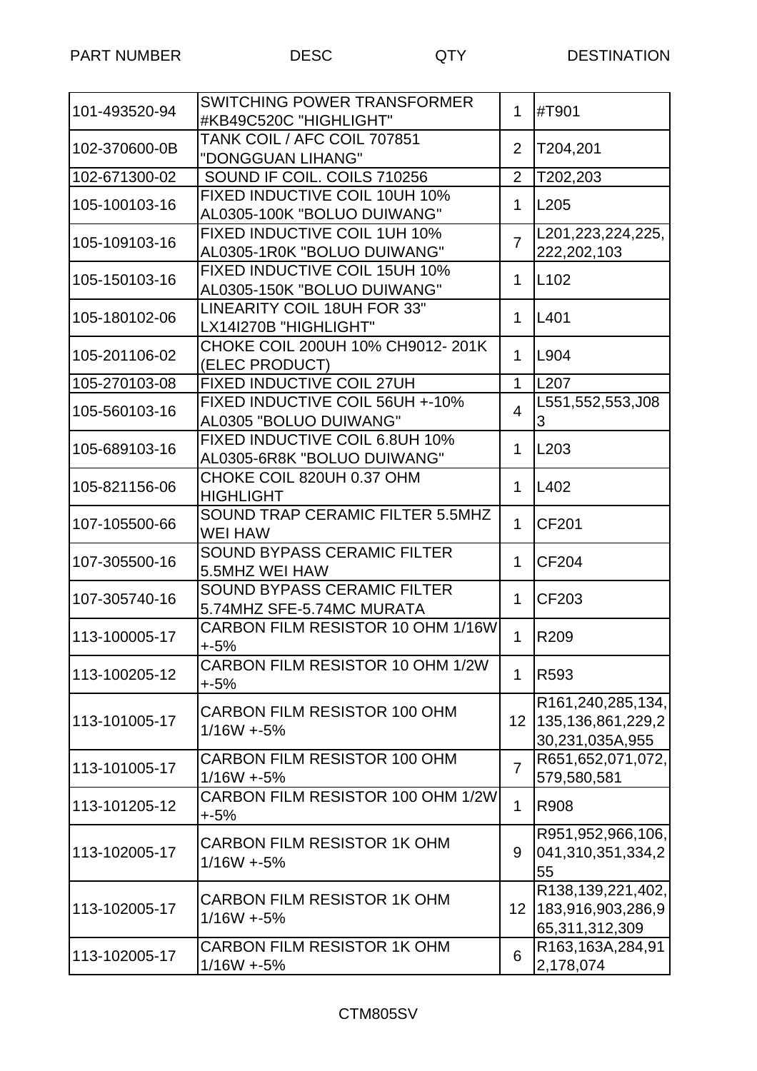| PART NUMBER | DESC | QTY | DESTINATION |
|---|---|---|---|
| 101-493520-94 | SWITCHING POWER TRANSFORMER #KB49C520C "HIGHLIGHT" | 1 | #T901 |
| 102-370600-0B | TANK COIL / AFC COIL 707851 "DONGGUAN LIHANG" | 2 | T204,201 |
| 102-671300-02 | SOUND IF COIL. COILS 710256 | 2 | T202,203 |
| 105-100103-16 | FIXED INDUCTIVE COIL 10UH 10% AL0305-100K "BOLUO DUIWANG" | 1 | L205 |
| 105-109103-16 | FIXED INDUCTIVE COIL 1UH 10% AL0305-1R0K "BOLUO DUIWANG" | 7 | L201,223,224,225, 222,202,103 |
| 105-150103-16 | FIXED INDUCTIVE COIL 15UH 10% AL0305-150K "BOLUO DUIWANG" | 1 | L102 |
| 105-180102-06 | LINEARITY COIL 18UH FOR 33" LX14I270B "HIGHLIGHT" | 1 | L401 |
| 105-201106-02 | CHOKE COIL 200UH 10% CH9012- 201K (ELEC PRODUCT) | 1 | L904 |
| 105-270103-08 | FIXED INDUCTIVE COIL 27UH | 1 | L207 |
| 105-560103-16 | FIXED INDUCTIVE COIL 56UH +-10% AL0305 "BOLUO DUIWANG" | 4 | L551,552,553,J083 |
| 105-689103-16 | FIXED INDUCTIVE COIL 6.8UH 10% AL0305-6R8K "BOLUO DUIWANG" | 1 | L203 |
| 105-821156-06 | CHOKE COIL 820UH 0.37 OHM HIGHLIGHT | 1 | L402 |
| 107-105500-66 | SOUND TRAP CERAMIC FILTER 5.5MHZ WEI HAW | 1 | CF201 |
| 107-305500-16 | SOUND BYPASS CERAMIC FILTER 5.5MHZ WEI HAW | 1 | CF204 |
| 107-305740-16 | SOUND BYPASS CERAMIC FILTER 5.74MHZ SFE-5.74MC MURATA | 1 | CF203 |
| 113-100005-17 | CARBON FILM RESISTOR 10 OHM 1/16W +-5% | 1 | R209 |
| 113-100205-12 | CARBON FILM RESISTOR 10 OHM 1/2W +-5% | 1 | R593 |
| 113-101005-17 | CARBON FILM RESISTOR 100 OHM 1/16W +-5% | 12 | R161,240,285,134, 135,136,861,229,230,231,035A,955 |
| 113-101005-17 | CARBON FILM RESISTOR 100 OHM 1/16W +-5% | 7 | R651,652,071,072, 579,580,581 |
| 113-101205-12 | CARBON FILM RESISTOR 100 OHM 1/2W +-5% | 1 | R908 |
| 113-102005-17 | CARBON FILM RESISTOR 1K OHM 1/16W +-5% | 9 | R951,952,966,106, 041,310,351,334,255 |
| 113-102005-17 | CARBON FILM RESISTOR 1K OHM 1/16W +-5% | 12 | R138,139,221,402, 183,916,903,286,965,311,312,309 |
| 113-102005-17 | CARBON FILM RESISTOR 1K OHM 1/16W +-5% | 6 | R163,163A,284,912,178,074 |

CTM805SV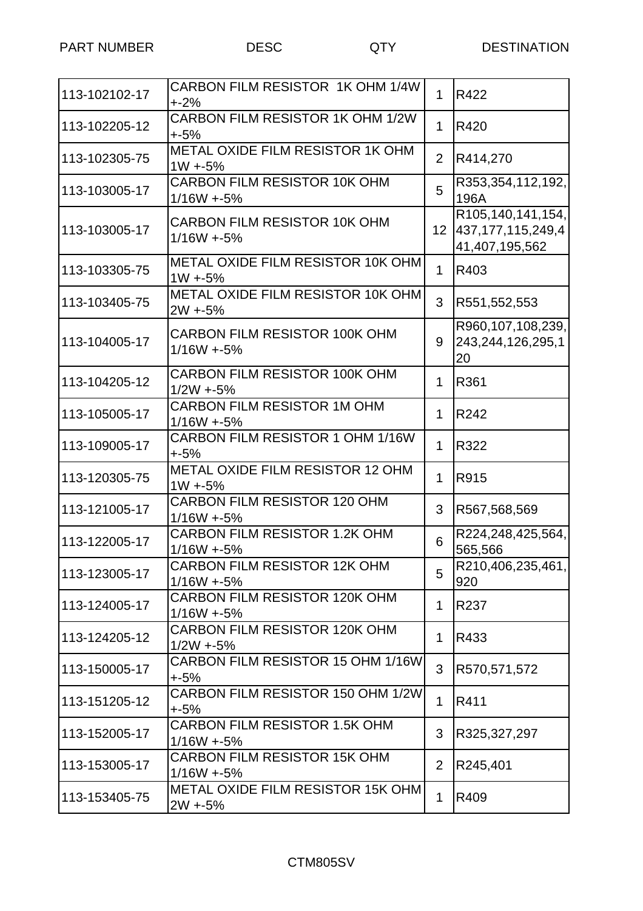| PART NUMBER | DESC | QTY | DESTINATION |
|---|---|---|---|
| 113-102102-17 | CARBON FILM RESISTOR 1K OHM 1/4W +-2% | 1 | R422 |
| 113-102205-12 | CARBON FILM RESISTOR 1K OHM 1/2W +-5% | 1 | R420 |
| 113-102305-75 | METAL OXIDE FILM RESISTOR 1K OHM 1W +-5% | 2 | R414,270 |
| 113-103005-17 | CARBON FILM RESISTOR 10K OHM 1/16W +-5% | 5 | R353,354,112,192,196A |
| 113-103005-17 | CARBON FILM RESISTOR 10K OHM 1/16W +-5% | 12 | R105,140,141,154,437,177,115,249,441,407,195,562 |
| 113-103305-75 | METAL OXIDE FILM RESISTOR 10K OHM 1W +-5% | 1 | R403 |
| 113-103405-75 | METAL OXIDE FILM RESISTOR 10K OHM 2W +-5% | 3 | R551,552,553 |
| 113-104005-17 | CARBON FILM RESISTOR 100K OHM 1/16W +-5% | 9 | R960,107,108,239,243,244,126,295,120 |
| 113-104205-12 | CARBON FILM RESISTOR 100K OHM 1/2W +-5% | 1 | R361 |
| 113-105005-17 | CARBON FILM RESISTOR 1M OHM 1/16W +-5% | 1 | R242 |
| 113-109005-17 | CARBON FILM RESISTOR 1 OHM 1/16W +-5% | 1 | R322 |
| 113-120305-75 | METAL OXIDE FILM RESISTOR 12 OHM 1W +-5% | 1 | R915 |
| 113-121005-17 | CARBON FILM RESISTOR 120 OHM 1/16W +-5% | 3 | R567,568,569 |
| 113-122005-17 | CARBON FILM RESISTOR 1.2K OHM 1/16W +-5% | 6 | R224,248,425,564,565,566 |
| 113-123005-17 | CARBON FILM RESISTOR 12K OHM 1/16W +-5% | 5 | R210,406,235,461,920 |
| 113-124005-17 | CARBON FILM RESISTOR 120K OHM 1/16W +-5% | 1 | R237 |
| 113-124205-12 | CARBON FILM RESISTOR 120K OHM 1/2W +-5% | 1 | R433 |
| 113-150005-17 | CARBON FILM RESISTOR 15 OHM 1/16W +-5% | 3 | R570,571,572 |
| 113-151205-12 | CARBON FILM RESISTOR 150 OHM 1/2W +-5% | 1 | R411 |
| 113-152005-17 | CARBON FILM RESISTOR 1.5K OHM 1/16W +-5% | 3 | R325,327,297 |
| 113-153005-17 | CARBON FILM RESISTOR 15K OHM 1/16W +-5% | 2 | R245,401 |
| 113-153405-75 | METAL OXIDE FILM RESISTOR 15K OHM 2W +-5% | 1 | R409 |

CTM805SV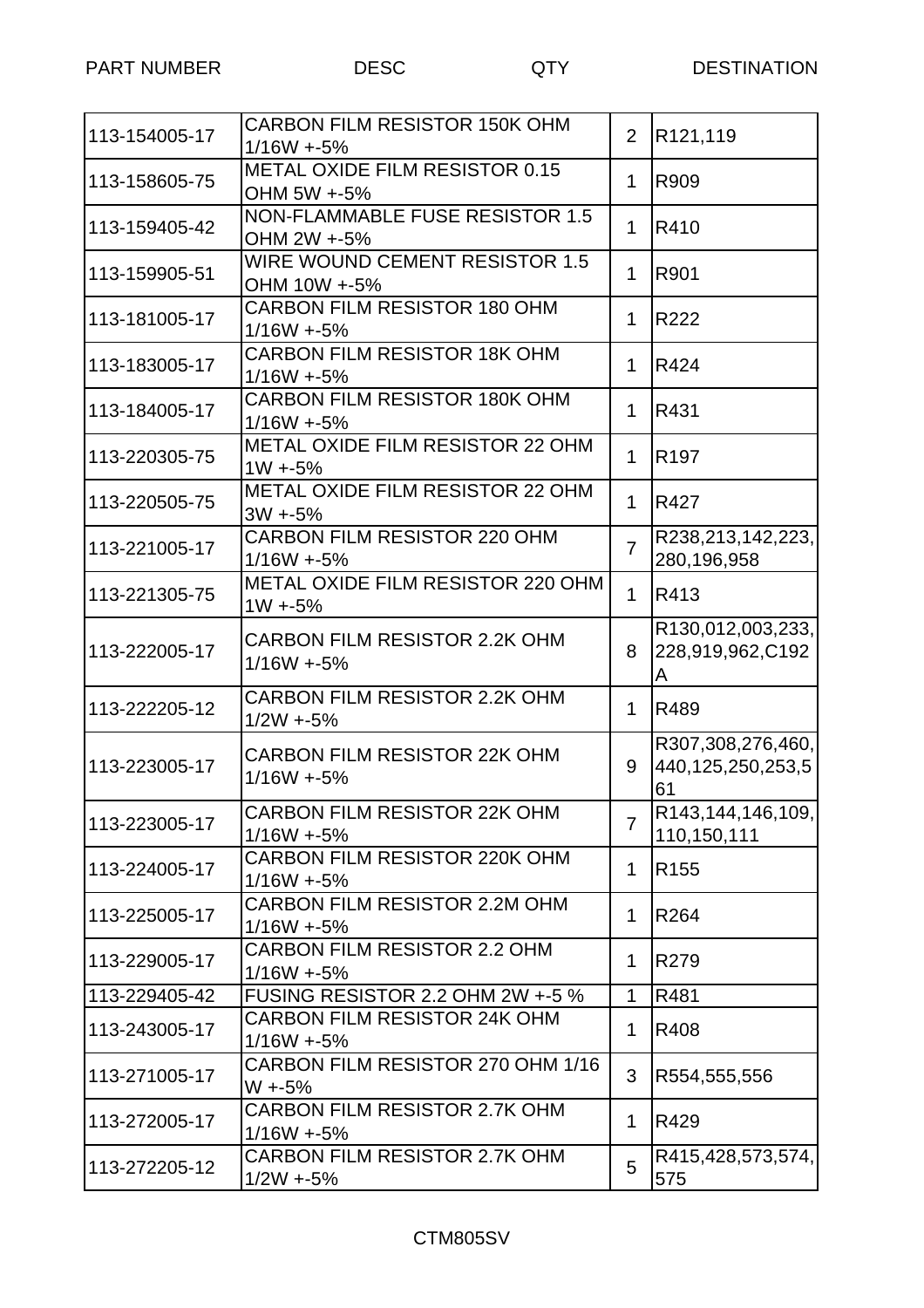| PART NUMBER | DESC | QTY | DESTINATION |
|---|---|---|---|
| 113-154005-17 | CARBON FILM RESISTOR 150K OHM 1/16W +-5% | 2 | R121,119 |
| 113-158605-75 | METAL OXIDE FILM RESISTOR 0.15 OHM 5W +-5% | 1 | R909 |
| 113-159405-42 | NON-FLAMMABLE FUSE RESISTOR 1.5 OHM 2W +-5% | 1 | R410 |
| 113-159905-51 | WIRE WOUND CEMENT RESISTOR 1.5 OHM 10W +-5% | 1 | R901 |
| 113-181005-17 | CARBON FILM RESISTOR 180 OHM 1/16W +-5% | 1 | R222 |
| 113-183005-17 | CARBON FILM RESISTOR 18K OHM 1/16W +-5% | 1 | R424 |
| 113-184005-17 | CARBON FILM RESISTOR 180K OHM 1/16W +-5% | 1 | R431 |
| 113-220305-75 | METAL OXIDE FILM RESISTOR 22 OHM 1W +-5% | 1 | R197 |
| 113-220505-75 | METAL OXIDE FILM RESISTOR 22 OHM 3W +-5% | 1 | R427 |
| 113-221005-17 | CARBON FILM RESISTOR 220 OHM 1/16W +-5% | 7 | R238,213,142,223,280,196,958 |
| 113-221305-75 | METAL OXIDE FILM RESISTOR 220 OHM 1W +-5% | 1 | R413 |
| 113-222005-17 | CARBON FILM RESISTOR 2.2K OHM 1/16W +-5% | 8 | R130,012,003,233,228,919,962,C192A |
| 113-222205-12 | CARBON FILM RESISTOR 2.2K OHM 1/2W +-5% | 1 | R489 |
| 113-223005-17 | CARBON FILM RESISTOR 22K OHM 1/16W +-5% | 9 | R307,308,276,460,440,125,250,253,561 |
| 113-223005-17 | CARBON FILM RESISTOR 22K OHM 1/16W +-5% | 7 | R143,144,146,109,110,150,111 |
| 113-224005-17 | CARBON FILM RESISTOR 220K OHM 1/16W +-5% | 1 | R155 |
| 113-225005-17 | CARBON FILM RESISTOR 2.2M OHM 1/16W +-5% | 1 | R264 |
| 113-229005-17 | CARBON FILM RESISTOR 2.2 OHM 1/16W +-5% | 1 | R279 |
| 113-229405-42 | FUSING RESISTOR 2.2 OHM 2W +-5 % | 1 | R481 |
| 113-243005-17 | CARBON FILM RESISTOR 24K OHM 1/16W +-5% | 1 | R408 |
| 113-271005-17 | CARBON FILM RESISTOR 270 OHM 1/16 W +-5% | 3 | R554,555,556 |
| 113-272005-17 | CARBON FILM RESISTOR 2.7K OHM 1/16W +-5% | 1 | R429 |
| 113-272205-12 | CARBON FILM RESISTOR 2.7K OHM 1/2W +-5% | 5 | R415,428,573,574,575 |

CTM805SV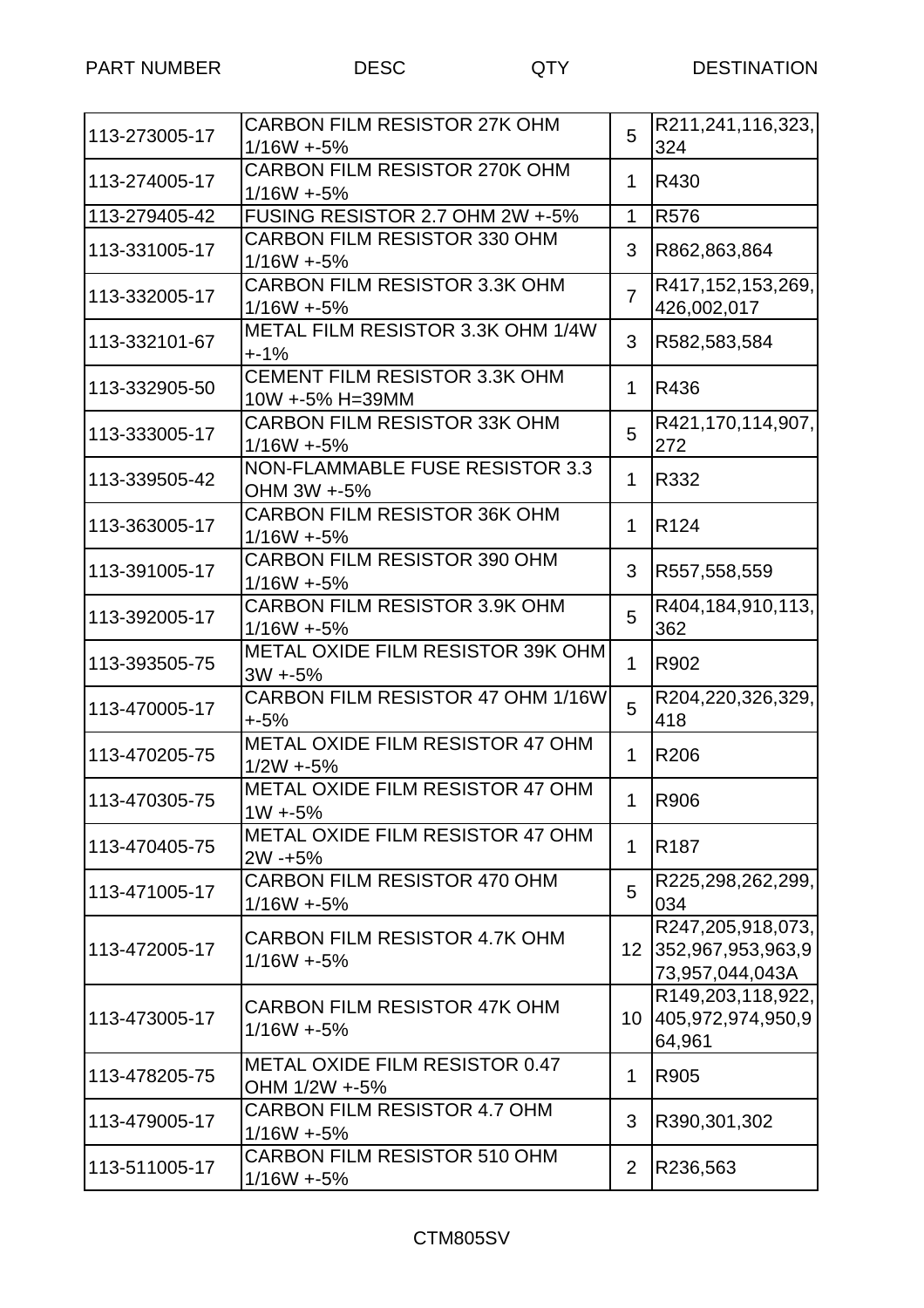| PART NUMBER | DESC | QTY | DESTINATION |
|---|---|---|---|
| 113-273005-17 | CARBON FILM RESISTOR 27K OHM 1/16W +-5% | 5 | R211,241,116,323,324 |
| 113-274005-17 | CARBON FILM RESISTOR 270K OHM 1/16W +-5% | 1 | R430 |
| 113-279405-42 | FUSING RESISTOR 2.7 OHM 2W +-5% | 1 | R576 |
| 113-331005-17 | CARBON FILM RESISTOR 330 OHM 1/16W +-5% | 3 | R862,863,864 |
| 113-332005-17 | CARBON FILM RESISTOR 3.3K OHM 1/16W +-5% | 7 | R417,152,153,269,426,002,017 |
| 113-332101-67 | METAL FILM RESISTOR 3.3K OHM 1/4W +-1% | 3 | R582,583,584 |
| 113-332905-50 | CEMENT FILM RESISTOR 3.3K OHM 10W +-5% H=39MM | 1 | R436 |
| 113-333005-17 | CARBON FILM RESISTOR 33K OHM 1/16W +-5% | 5 | R421,170,114,907,272 |
| 113-339505-42 | NON-FLAMMABLE FUSE RESISTOR 3.3 OHM 3W +-5% | 1 | R332 |
| 113-363005-17 | CARBON FILM RESISTOR 36K OHM 1/16W +-5% | 1 | R124 |
| 113-391005-17 | CARBON FILM RESISTOR 390 OHM 1/16W +-5% | 3 | R557,558,559 |
| 113-392005-17 | CARBON FILM RESISTOR 3.9K OHM 1/16W +-5% | 5 | R404,184,910,113,362 |
| 113-393505-75 | METAL OXIDE FILM RESISTOR 39K OHM 3W +-5% | 1 | R902 |
| 113-470005-17 | CARBON FILM RESISTOR 47 OHM 1/16W +-5% | 5 | R204,220,326,329,418 |
| 113-470205-75 | METAL OXIDE FILM RESISTOR 47 OHM 1/2W +-5% | 1 | R206 |
| 113-470305-75 | METAL OXIDE FILM RESISTOR 47 OHM 1W +-5% | 1 | R906 |
| 113-470405-75 | METAL OXIDE FILM RESISTOR 47 OHM 2W -+5% | 1 | R187 |
| 113-471005-17 | CARBON FILM RESISTOR 470 OHM 1/16W +-5% | 5 | R225,298,262,299,034 |
| 113-472005-17 | CARBON FILM RESISTOR 4.7K OHM 1/16W +-5% | 12 | R247,205,918,073,352,967,953,963,973,957,044,043A |
| 113-473005-17 | CARBON FILM RESISTOR 47K OHM 1/16W +-5% | 10 | R149,203,118,922,405,972,974,950,964,961 |
| 113-478205-75 | METAL OXIDE FILM RESISTOR 0.47 OHM 1/2W +-5% | 1 | R905 |
| 113-479005-17 | CARBON FILM RESISTOR 4.7 OHM 1/16W +-5% | 3 | R390,301,302 |
| 113-511005-17 | CARBON FILM RESISTOR 510 OHM 1/16W +-5% | 2 | R236,563 |

CTM805SV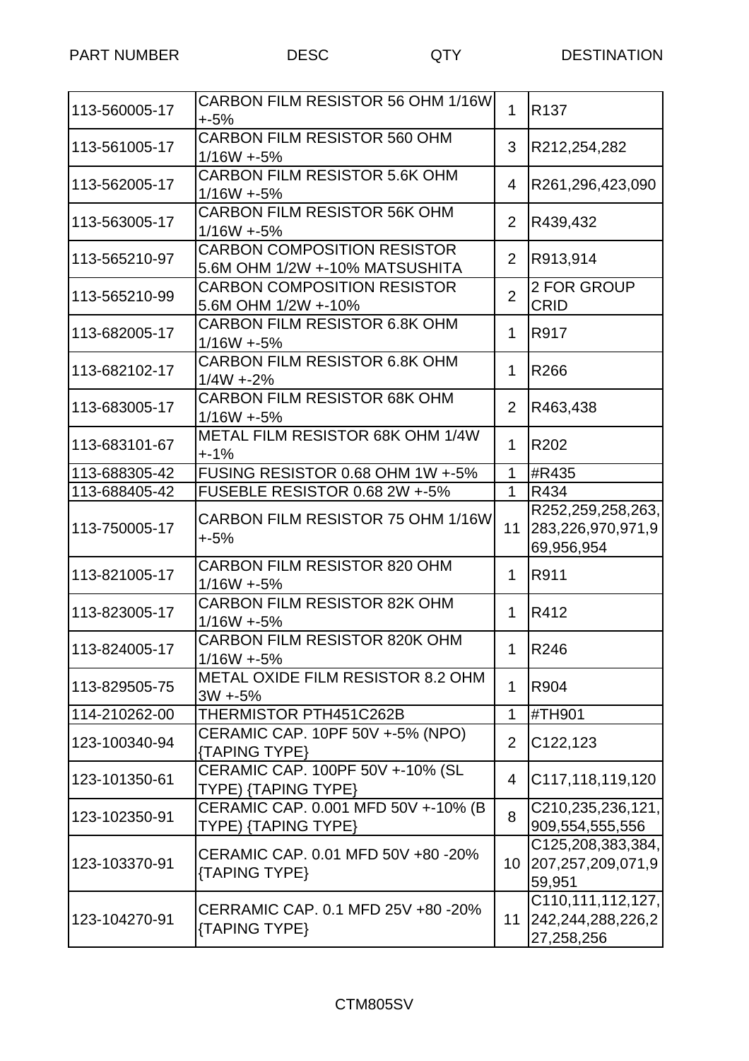| PART NUMBER | DESC | QTY | DESTINATION |
|---|---|---|---|
| 113-560005-17 | CARBON FILM RESISTOR 56 OHM 1/16W +-5% | 1 | R137 |
| 113-561005-17 | CARBON FILM RESISTOR 560 OHM 1/16W +-5% | 3 | R212,254,282 |
| 113-562005-17 | CARBON FILM RESISTOR 5.6K OHM 1/16W +-5% | 4 | R261,296,423,090 |
| 113-563005-17 | CARBON FILM RESISTOR 56K OHM 1/16W +-5% | 2 | R439,432 |
| 113-565210-97 | CARBON COMPOSITION RESISTOR 5.6M OHM 1/2W +-10% MATSUSHITA | 2 | R913,914 |
| 113-565210-99 | CARBON COMPOSITION RESISTOR 5.6M OHM 1/2W +-10% | 2 | 2 FOR GROUP CRID |
| 113-682005-17 | CARBON FILM RESISTOR 6.8K OHM 1/16W +-5% | 1 | R917 |
| 113-682102-17 | CARBON FILM RESISTOR 6.8K OHM 1/4W +-2% | 1 | R266 |
| 113-683005-17 | CARBON FILM RESISTOR 68K OHM 1/16W +-5% | 2 | R463,438 |
| 113-683101-67 | METAL FILM RESISTOR 68K OHM 1/4W +-1% | 1 | R202 |
| 113-688305-42 | FUSING RESISTOR 0.68 OHM 1W +-5% | 1 | #R435 |
| 113-688405-42 | FUSEBLE RESISTOR 0.68 2W +-5% | 1 | R434 |
| 113-750005-17 | CARBON FILM RESISTOR 75 OHM 1/16W +-5% | 11 | R252,259,258,263,283,226,970,971,969,956,954 |
| 113-821005-17 | CARBON FILM RESISTOR 820 OHM 1/16W +-5% | 1 | R911 |
| 113-823005-17 | CARBON FILM RESISTOR 82K OHM 1/16W +-5% | 1 | R412 |
| 113-824005-17 | CARBON FILM RESISTOR 820K OHM 1/16W +-5% | 1 | R246 |
| 113-829505-75 | METAL OXIDE FILM RESISTOR 8.2 OHM 3W +-5% | 1 | R904 |
| 114-210262-00 | THERMISTOR PTH451C262B | 1 | #TH901 |
| 123-100340-94 | CERAMIC CAP. 10PF 50V +-5% (NPO) {TAPING TYPE} | 2 | C122,123 |
| 123-101350-61 | CERAMIC CAP. 100PF 50V +-10% (SL TYPE) {TAPING TYPE} | 4 | C117,118,119,120 |
| 123-102350-91 | CERAMIC CAP. 0.001 MFD 50V +-10% (B TYPE) {TAPING TYPE} | 8 | C210,235,236,121,909,554,555,556 |
| 123-103370-91 | CERAMIC CAP. 0.01 MFD 50V +80 -20% {TAPING TYPE} | 10 | C125,208,383,384,207,257,209,071,959,951 |
| 123-104270-91 | CERRAMIC CAP. 0.1 MFD 25V +80 -20% {TAPING TYPE} | 11 | C110,111,112,127,242,244,288,226,227,258,256 |

CTM805SV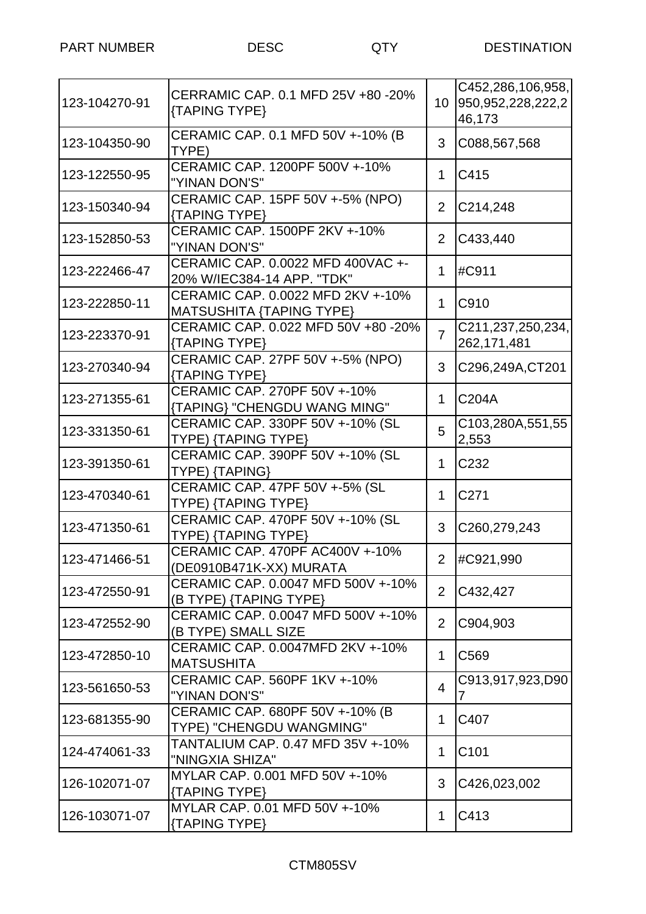| PART NUMBER | DESC | QTY | DESTINATION |
|---|---|---|---|
| 123-104270-91 | CERRAMIC CAP. 0.1 MFD 25V +80 -20% {TAPING TYPE} | 10 | C452,286,106,958,950,952,228,222,246,173 |
| 123-104350-90 | CERAMIC CAP. 0.1 MFD 50V +-10% (B TYPE) | 3 | C088,567,568 |
| 123-122550-95 | CERAMIC CAP. 1200PF 500V +-10% "YINAN DON'S" | 1 | C415 |
| 123-150340-94 | CERAMIC CAP. 15PF 50V +-5% (NPO) {TAPING TYPE} | 2 | C214,248 |
| 123-152850-53 | CERAMIC CAP. 1500PF 2KV +-10% "YINAN DON'S" | 2 | C433,440 |
| 123-222466-47 | CERAMIC CAP. 0.0022 MFD 400VAC +-20% W/IEC384-14 APP. "TDK" | 1 | #C911 |
| 123-222850-11 | CERAMIC CAP. 0.0022 MFD 2KV +-10% MATSUSHITA {TAPING TYPE} | 1 | C910 |
| 123-223370-91 | CERAMIC CAP. 0.022 MFD 50V +80 -20% {TAPING TYPE} | 7 | C211,237,250,234,262,171,481 |
| 123-270340-94 | CERAMIC CAP. 27PF 50V +-5% (NPO) {TAPING TYPE} | 3 | C296,249A,CT201 |
| 123-271355-61 | CERAMIC CAP. 270PF 50V +-10% {TAPING} "CHENGDU WANG MING" | 1 | C204A |
| 123-331350-61 | CERAMIC CAP. 330PF 50V +-10% (SL TYPE) {TAPING TYPE} | 5 | C103,280A,551,552,553 |
| 123-391350-61 | CERAMIC CAP. 390PF 50V +-10% (SL TYPE) {TAPING} | 1 | C232 |
| 123-470340-61 | CERAMIC CAP. 47PF 50V +-5% (SL TYPE) {TAPING TYPE} | 1 | C271 |
| 123-471350-61 | CERAMIC CAP. 470PF 50V +-10% (SL TYPE) {TAPING TYPE} | 3 | C260,279,243 |
| 123-471466-51 | CERAMIC CAP. 470PF AC400V +-10% (DE0910B471K-XX) MURATA | 2 | #C921,990 |
| 123-472550-91 | CERAMIC CAP. 0.0047 MFD 500V +-10% (B TYPE) {TAPING TYPE} | 2 | C432,427 |
| 123-472552-90 | CERAMIC CAP. 0.0047 MFD 500V +-10% (B TYPE) SMALL SIZE | 2 | C904,903 |
| 123-472850-10 | CERAMIC CAP. 0.0047MFD 2KV +-10% MATSUSHITA | 1 | C569 |
| 123-561650-53 | CERAMIC CAP. 560PF 1KV +-10% "YINAN DON'S" | 4 | C913,917,923,D907 |
| 123-681355-90 | CERAMIC CAP. 680PF 50V +-10% (B TYPE) "CHENGDU WANGMING" | 1 | C407 |
| 124-474061-33 | TANTALIUM CAP. 0.47 MFD 35V +-10% "NINGXIA SHIZA" | 1 | C101 |
| 126-102071-07 | MYLAR CAP. 0.001 MFD 50V +-10% {TAPING TYPE} | 3 | C426,023,002 |
| 126-103071-07 | MYLAR CAP. 0.01 MFD 50V +-10% {TAPING TYPE} | 1 | C413 |

CTM805SV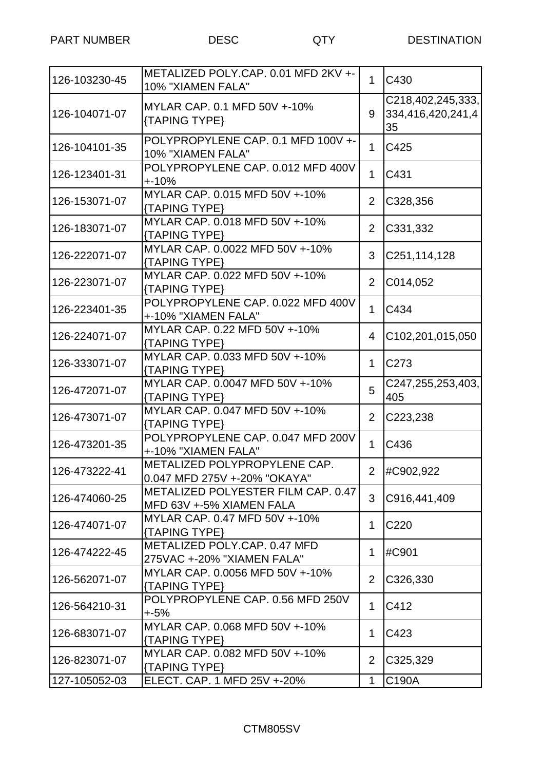| PART NUMBER | DESC | QTY | DESTINATION |
|---|---|---|---|
| 126-103230-45 | METALIZED POLY.CAP. 0.01 MFD 2KV +-10% "XIAMEN FALA" | 1 | C430 |
| 126-104071-07 | MYLAR CAP. 0.1 MFD 50V +-10% {TAPING TYPE} | 9 | C218,402,245,333,334,416,420,241,435 |
| 126-104101-35 | POLYPROPYLENE CAP. 0.1 MFD 100V +-10% "XIAMEN FALA" | 1 | C425 |
| 126-123401-31 | POLYPROPYLENE CAP. 0.012 MFD 400V +-10% | 1 | C431 |
| 126-153071-07 | MYLAR CAP. 0.015 MFD 50V +-10% {TAPING TYPE} | 2 | C328,356 |
| 126-183071-07 | MYLAR CAP. 0.018 MFD 50V +-10% {TAPING TYPE} | 2 | C331,332 |
| 126-222071-07 | MYLAR CAP. 0.0022 MFD 50V +-10% {TAPING TYPE} | 3 | C251,114,128 |
| 126-223071-07 | MYLAR CAP. 0.022 MFD 50V +-10% {TAPING TYPE} | 2 | C014,052 |
| 126-223401-35 | POLYPROPYLENE CAP. 0.022 MFD 400V +-10% "XIAMEN FALA" | 1 | C434 |
| 126-224071-07 | MYLAR CAP. 0.22 MFD 50V +-10% {TAPING TYPE} | 4 | C102,201,015,050 |
| 126-333071-07 | MYLAR CAP. 0.033 MFD 50V +-10% {TAPING TYPE} | 1 | C273 |
| 126-472071-07 | MYLAR CAP. 0.0047 MFD 50V +-10% {TAPING TYPE} | 5 | C247,255,253,403,405 |
| 126-473071-07 | MYLAR CAP. 0.047 MFD 50V +-10% {TAPING TYPE} | 2 | C223,238 |
| 126-473201-35 | POLYPROPYLENE CAP. 0.047 MFD 200V +-10% "XIAMEN FALA" | 1 | C436 |
| 126-473222-41 | METALIZED POLYPROPYLENE CAP. 0.047 MFD 275V +-20% "OKAYA" | 2 | #C902,922 |
| 126-474060-25 | METALIZED POLYESTER FILM CAP. 0.47 MFD 63V +-5% XIAMEN FALA | 3 | C916,441,409 |
| 126-474071-07 | MYLAR CAP. 0.47 MFD 50V +-10% {TAPING TYPE} | 1 | C220 |
| 126-474222-45 | METALIZED POLY.CAP. 0.47 MFD 275VAC +-20% "XIAMEN FALA" | 1 | #C901 |
| 126-562071-07 | MYLAR CAP. 0.0056 MFD 50V +-10% {TAPING TYPE} | 2 | C326,330 |
| 126-564210-31 | POLYPROPYLENE CAP. 0.56 MFD 250V +-5% | 1 | C412 |
| 126-683071-07 | MYLAR CAP. 0.068 MFD 50V +-10% {TAPING TYPE} | 1 | C423 |
| 126-823071-07 | MYLAR CAP. 0.082 MFD 50V +-10% {TAPING TYPE} | 2 | C325,329 |
| 127-105052-03 | ELECT. CAP. 1 MFD 25V +-20% | 1 | C190A |

CTM805SV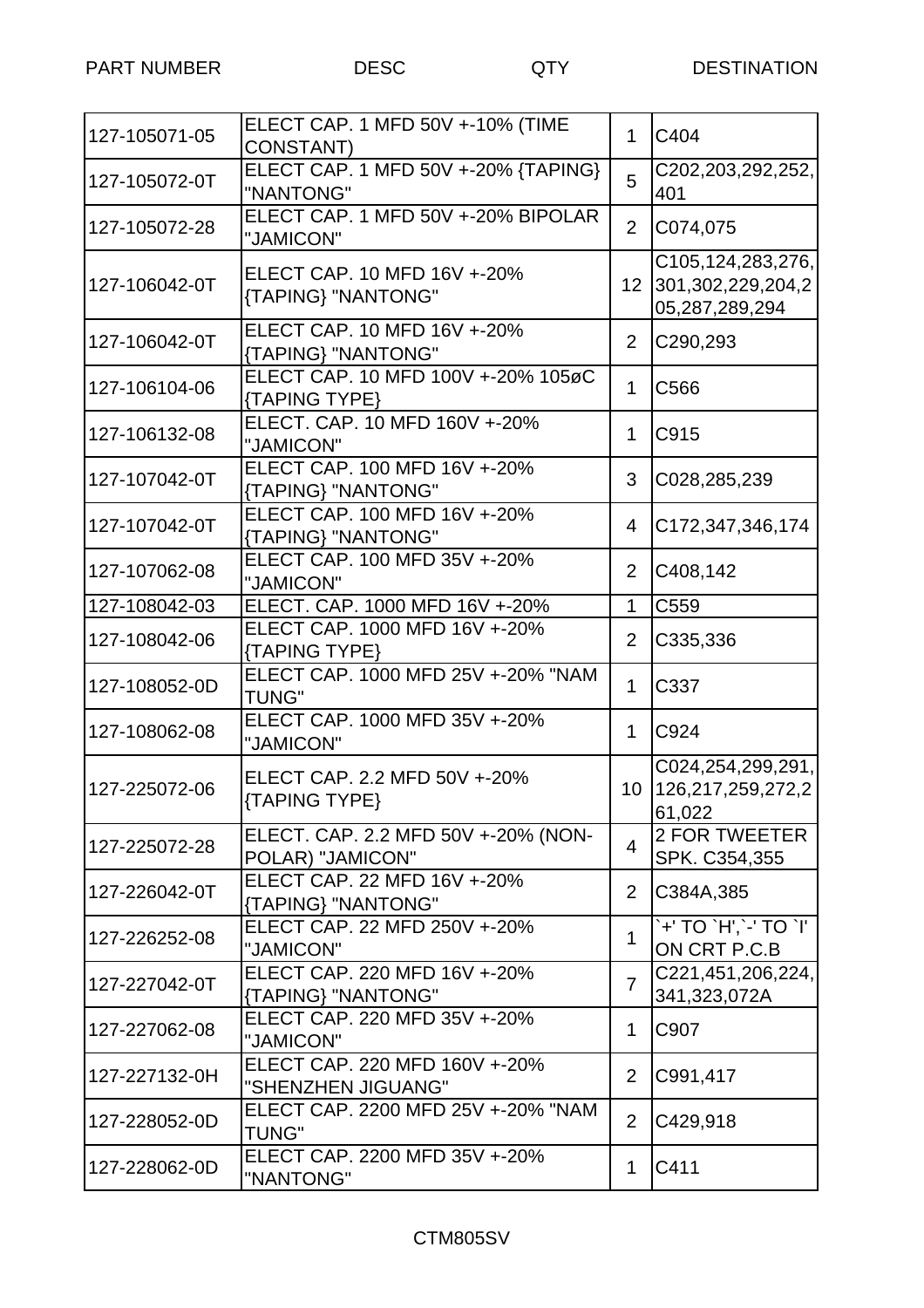| PART NUMBER | DESC | QTY | DESTINATION |
|---|---|---|---|
| 127-105071-05 | ELECT CAP. 1 MFD 50V +-10% (TIME CONSTANT) | 1 | C404 |
| 127-105072-0T | ELECT CAP. 1 MFD 50V +-20% {TAPING} "NANTONG" | 5 | C202,203,292,252,401 |
| 127-105072-28 | ELECT CAP. 1 MFD 50V +-20% BIPOLAR "JAMICON" | 2 | C074,075 |
| 127-106042-0T | ELECT CAP. 10 MFD 16V +-20% {TAPING} "NANTONG" | 12 | C105,124,283,276,301,302,229,204,205,287,289,294 |
| 127-106042-0T | ELECT CAP. 10 MFD 16V +-20% {TAPING} "NANTONG" | 2 | C290,293 |
| 127-106104-06 | ELECT CAP. 10 MFD 100V +-20% 105øC {TAPING TYPE} | 1 | C566 |
| 127-106132-08 | ELECT. CAP. 10 MFD 160V +-20% "JAMICON" | 1 | C915 |
| 127-107042-0T | ELECT CAP. 100 MFD 16V +-20% {TAPING} "NANTONG" | 3 | C028,285,239 |
| 127-107042-0T | ELECT CAP. 100 MFD 16V +-20% {TAPING} "NANTONG" | 4 | C172,347,346,174 |
| 127-107062-08 | ELECT CAP. 100 MFD 35V +-20% "JAMICON" | 2 | C408,142 |
| 127-108042-03 | ELECT. CAP. 1000 MFD 16V +-20% | 1 | C559 |
| 127-108042-06 | ELECT CAP. 1000 MFD 16V +-20% {TAPING TYPE} | 2 | C335,336 |
| 127-108052-0D | ELECT CAP. 1000 MFD 25V +-20% "NAM TUNG" | 1 | C337 |
| 127-108062-08 | ELECT CAP. 1000 MFD 35V +-20% "JAMICON" | 1 | C924 |
| 127-225072-06 | ELECT CAP. 2.2 MFD 50V +-20% {TAPING TYPE} | 10 | C024,254,299,291,126,217,259,272,261,022 |
| 127-225072-28 | ELECT. CAP. 2.2 MFD 50V +-20% (NON-POLAR) "JAMICON" | 4 | 2 FOR TWEETER SPK. C354,355 |
| 127-226042-0T | ELECT CAP. 22 MFD 16V +-20% {TAPING} "NANTONG" | 2 | C384A,385 |
| 127-226252-08 | ELECT CAP. 22 MFD 250V +-20% "JAMICON" | 1 | `+' TO `H',`-' TO `I' ON CRT P.C.B |
| 127-227042-0T | ELECT CAP. 220 MFD 16V +-20% {TAPING} "NANTONG" | 7 | C221,451,206,224,341,323,072A |
| 127-227062-08 | ELECT CAP. 220 MFD 35V +-20% "JAMICON" | 1 | C907 |
| 127-227132-0H | ELECT CAP. 220 MFD 160V +-20% "SHENZHEN JIGUANG" | 2 | C991,417 |
| 127-228052-0D | ELECT CAP. 2200 MFD 25V +-20% "NAM TUNG" | 2 | C429,918 |
| 127-228062-0D | ELECT CAP. 2200 MFD 35V +-20% "NANTONG" | 1 | C411 |

CTM805SV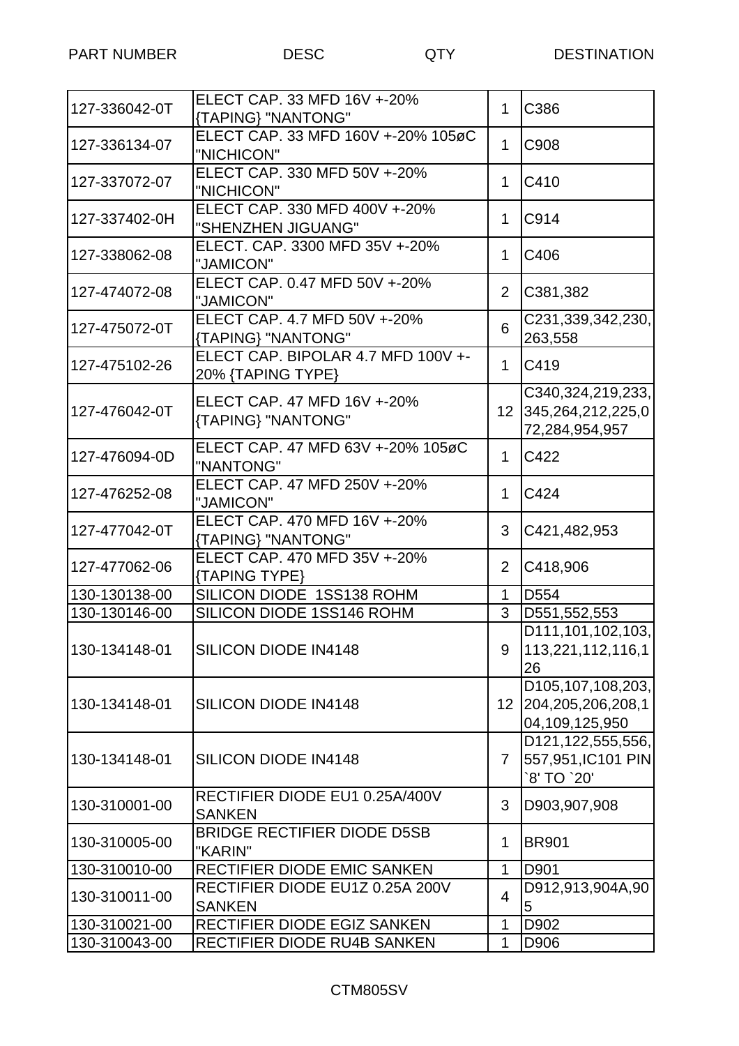| PART NUMBER | DESC | QTY | DESTINATION |
| --- | --- | --- | --- |
| 127-336042-0T | ELECT CAP. 33 MFD 16V +-20% {TAPING} "NANTONG" | 1 | C386 |
| 127-336134-07 | ELECT CAP. 33 MFD 160V +-20% 105øC "NICHICON" | 1 | C908 |
| 127-337072-07 | ELECT CAP. 330 MFD 50V +-20% "NICHICON" | 1 | C410 |
| 127-337402-0H | ELECT CAP. 330 MFD 400V +-20% "SHENZHEN JIGUANG" | 1 | C914 |
| 127-338062-08 | ELECT. CAP. 3300 MFD 35V +-20% "JAMICON" | 1 | C406 |
| 127-474072-08 | ELECT CAP. 0.47 MFD 50V +-20% "JAMICON" | 2 | C381,382 |
| 127-475072-0T | ELECT CAP. 4.7 MFD 50V +-20% {TAPING} "NANTONG" | 6 | C231,339,342,230,263,558 |
| 127-475102-26 | ELECT CAP. BIPOLAR 4.7 MFD 100V +-20% {TAPING TYPE} | 1 | C419 |
| 127-476042-0T | ELECT CAP. 47 MFD 16V +-20% {TAPING} "NANTONG" | 12 | C340,324,219,233,345,264,212,225,072,284,954,957 |
| 127-476094-0D | ELECT CAP. 47 MFD 63V +-20% 105øC "NANTONG" | 1 | C422 |
| 127-476252-08 | ELECT CAP. 47 MFD 250V +-20% "JAMICON" | 1 | C424 |
| 127-477042-0T | ELECT CAP. 470 MFD 16V +-20% {TAPING} "NANTONG" | 3 | C421,482,953 |
| 127-477062-06 | ELECT CAP. 470 MFD 35V +-20% {TAPING TYPE} | 2 | C418,906 |
| 130-130138-00 | SILICON DIODE 1SS138 ROHM | 1 | D554 |
| 130-130146-00 | SILICON DIODE 1SS146 ROHM | 3 | D551,552,553 |
| 130-134148-01 | SILICON DIODE IN4148 | 9 | D111,101,102,103,113,221,112,116,126 |
| 130-134148-01 | SILICON DIODE IN4148 | 12 | D105,107,108,203,204,205,206,208,104,109,125,950 |
| 130-134148-01 | SILICON DIODE IN4148 | 7 | D121,122,555,556,557,951,IC101 PIN `8' TO `20' |
| 130-310001-00 | RECTIFIER DIODE EU1 0.25A/400V SANKEN | 3 | D903,907,908 |
| 130-310005-00 | BRIDGE RECTIFIER DIODE D5SB "KARIN" | 1 | BR901 |
| 130-310010-00 | RECTIFIER DIODE EMIC SANKEN | 1 | D901 |
| 130-310011-00 | RECTIFIER DIODE EU1Z 0.25A 200V SANKEN | 4 | D912,913,904A,905 |
| 130-310021-00 | RECTIFIER DIODE EGIZ SANKEN | 1 | D902 |
| 130-310043-00 | RECTIFIER DIODE RU4B SANKEN | 1 | D906 |

CTM805SV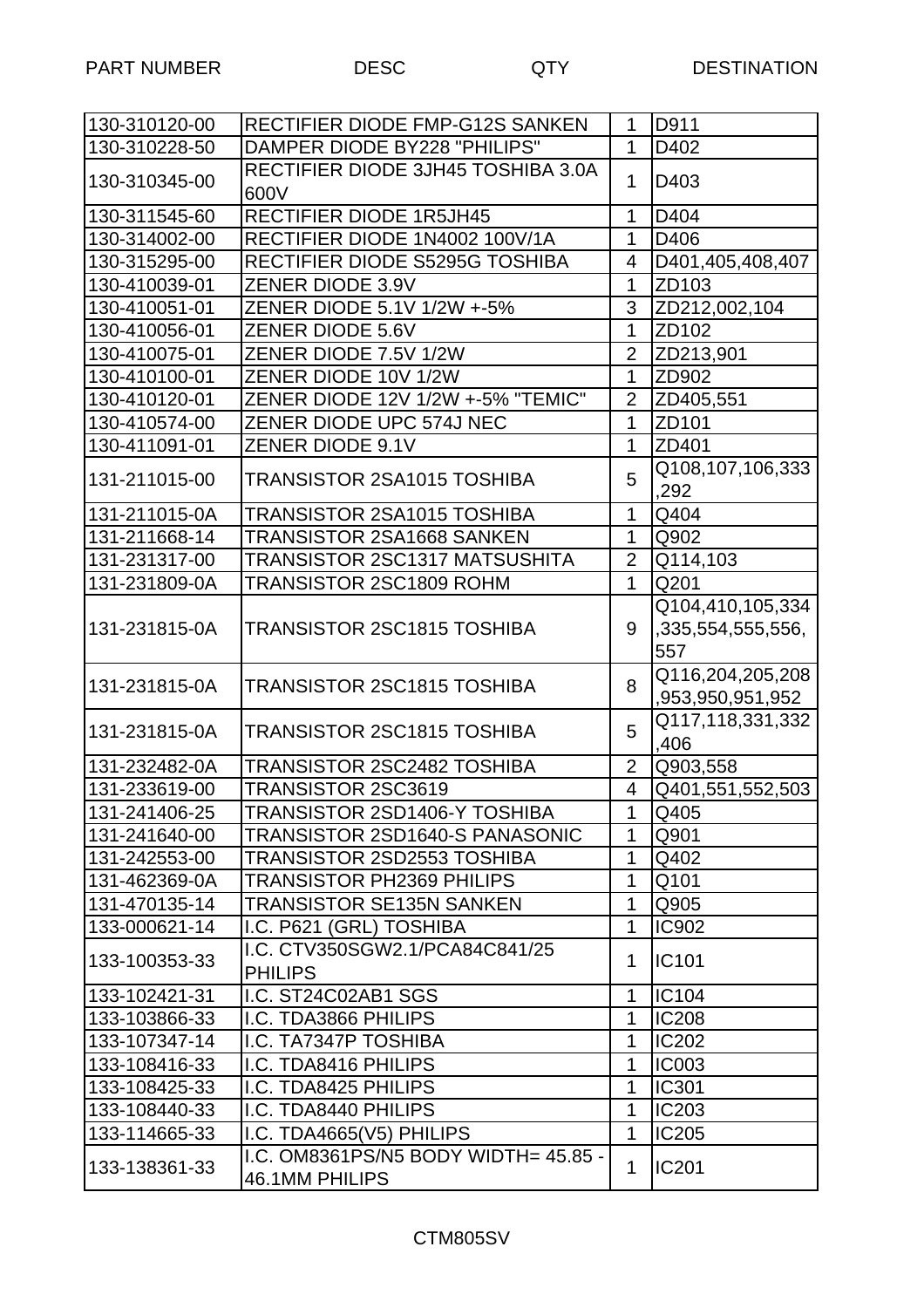| PART NUMBER | DESC | QTY | DESTINATION |
|---|---|---|---|
| 130-310120-00 | RECTIFIER DIODE FMP-G12S SANKEN | 1 | D911 |
| 130-310228-50 | DAMPER DIODE BY228 "PHILIPS" | 1 | D402 |
| 130-310345-00 | RECTIFIER DIODE 3JH45 TOSHIBA 3.0A 600V | 1 | D403 |
| 130-311545-60 | RECTIFIER DIODE 1R5JH45 | 1 | D404 |
| 130-314002-00 | RECTIFIER DIODE 1N4002 100V/1A | 1 | D406 |
| 130-315295-00 | RECTIFIER DIODE S5295G TOSHIBA | 4 | D401,405,408,407 |
| 130-410039-01 | ZENER DIODE 3.9V | 1 | ZD103 |
| 130-410051-01 | ZENER DIODE 5.1V 1/2W +-5% | 3 | ZD212,002,104 |
| 130-410056-01 | ZENER DIODE 5.6V | 1 | ZD102 |
| 130-410075-01 | ZENER DIODE 7.5V 1/2W | 2 | ZD213,901 |
| 130-410100-01 | ZENER DIODE 10V 1/2W | 1 | ZD902 |
| 130-410120-01 | ZENER DIODE 12V 1/2W +-5% "TEMIC" | 2 | ZD405,551 |
| 130-410574-00 | ZENER DIODE UPC 574J NEC | 1 | ZD101 |
| 130-411091-01 | ZENER DIODE 9.1V | 1 | ZD401 |
| 131-211015-00 | TRANSISTOR 2SA1015 TOSHIBA | 5 | Q108,107,106,333,292 |
| 131-211015-0A | TRANSISTOR 2SA1015 TOSHIBA | 1 | Q404 |
| 131-211668-14 | TRANSISTOR 2SA1668 SANKEN | 1 | Q902 |
| 131-231317-00 | TRANSISTOR 2SC1317 MATSUSHITA | 2 | Q114,103 |
| 131-231809-0A | TRANSISTOR 2SC1809 ROHM | 1 | Q201 |
| 131-231815-0A | TRANSISTOR 2SC1815 TOSHIBA | 9 | Q104,410,105,334,335,554,555,556,557 |
| 131-231815-0A | TRANSISTOR 2SC1815 TOSHIBA | 8 | Q116,204,205,208,953,950,951,952 |
| 131-231815-0A | TRANSISTOR 2SC1815 TOSHIBA | 5 | Q117,118,331,332,406 |
| 131-232482-0A | TRANSISTOR 2SC2482 TOSHIBA | 2 | Q903,558 |
| 131-233619-00 | TRANSISTOR 2SC3619 | 4 | Q401,551,552,503 |
| 131-241406-25 | TRANSISTOR 2SD1406-Y TOSHIBA | 1 | Q405 |
| 131-241640-00 | TRANSISTOR 2SD1640-S PANASONIC | 1 | Q901 |
| 131-242553-00 | TRANSISTOR 2SD2553 TOSHIBA | 1 | Q402 |
| 131-462369-0A | TRANSISTOR PH2369 PHILIPS | 1 | Q101 |
| 131-470135-14 | TRANSISTOR SE135N SANKEN | 1 | Q905 |
| 133-000621-14 | I.C. P621 (GRL) TOSHIBA | 1 | IC902 |
| 133-100353-33 | I.C. CTV350SGW2.1/PCA84C841/25 PHILIPS | 1 | IC101 |
| 133-102421-31 | I.C. ST24C02AB1 SGS | 1 | IC104 |
| 133-103866-33 | I.C. TDA3866 PHILIPS | 1 | IC208 |
| 133-107347-14 | I.C. TA7347P TOSHIBA | 1 | IC202 |
| 133-108416-33 | I.C. TDA8416 PHILIPS | 1 | IC003 |
| 133-108425-33 | I.C. TDA8425 PHILIPS | 1 | IC301 |
| 133-108440-33 | I.C. TDA8440 PHILIPS | 1 | IC203 |
| 133-114665-33 | I.C. TDA4665(V5) PHILIPS | 1 | IC205 |
| 133-138361-33 | I.C. OM8361PS/N5 BODY WIDTH= 45.85 - 46.1MM PHILIPS | 1 | IC201 |

CTM805SV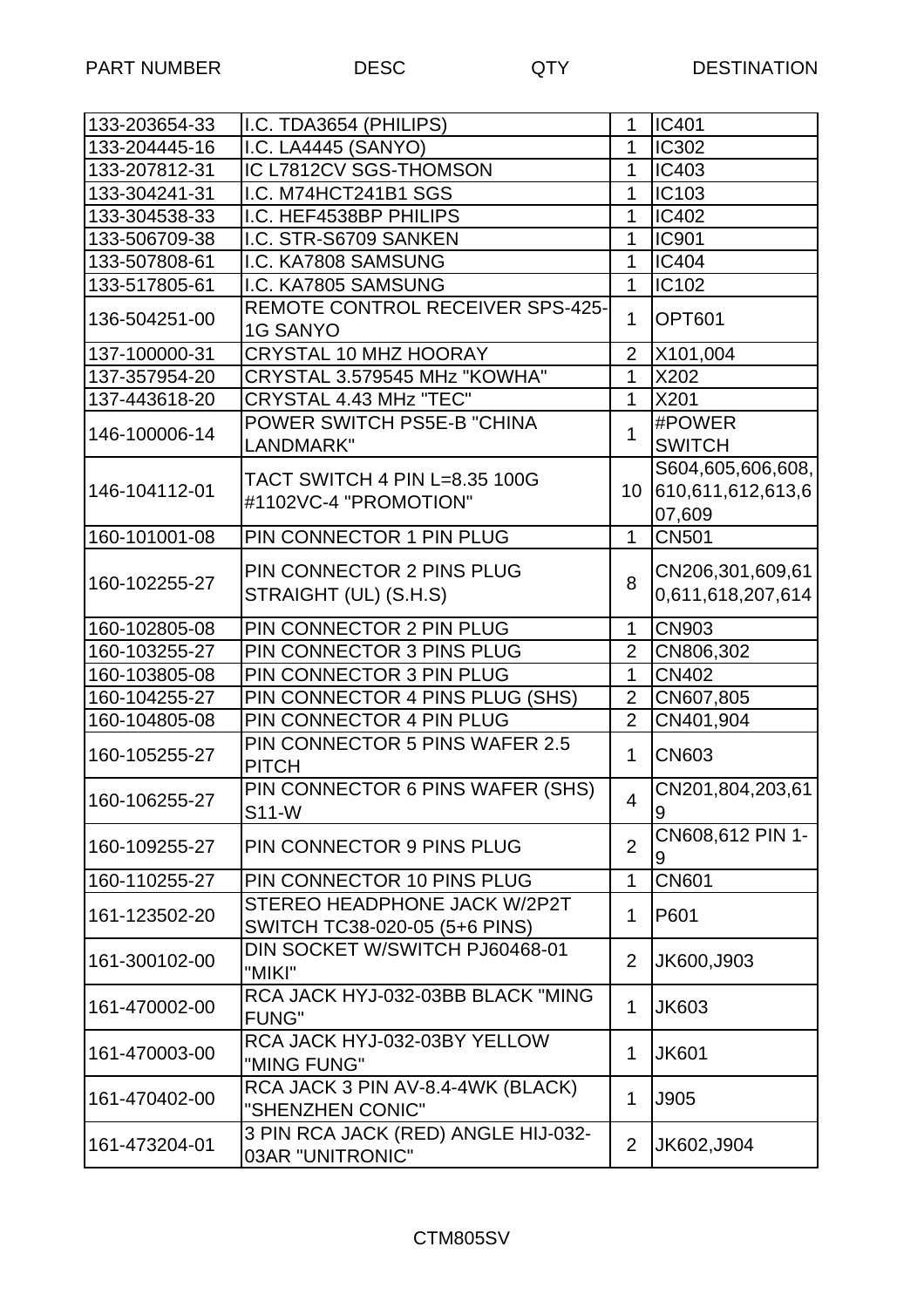| PART NUMBER | DESC | QTY | DESTINATION |
|---|---|---|---|
| 133-203654-33 | I.C. TDA3654 (PHILIPS) | 1 | IC401 |
| 133-204445-16 | I.C. LA4445 (SANYO) | 1 | IC302 |
| 133-207812-31 | IC L7812CV SGS-THOMSON | 1 | IC403 |
| 133-304241-31 | I.C. M74HCT241B1 SGS | 1 | IC103 |
| 133-304538-33 | I.C. HEF4538BP PHILIPS | 1 | IC402 |
| 133-506709-38 | I.C. STR-S6709 SANKEN | 1 | IC901 |
| 133-507808-61 | I.C. KA7808 SAMSUNG | 1 | IC404 |
| 133-517805-61 | I.C. KA7805 SAMSUNG | 1 | IC102 |
| 136-504251-00 | REMOTE CONTROL RECEIVER SPS-425-1G SANYO | 1 | OPT601 |
| 137-100000-31 | CRYSTAL 10 MHZ HOORAY | 2 | X101,004 |
| 137-357954-20 | CRYSTAL 3.579545 MHz "KOWHA" | 1 | X202 |
| 137-443618-20 | CRYSTAL 4.43 MHz "TEC" | 1 | X201 |
| 146-100006-14 | POWER SWITCH PS5E-B "CHINA LANDMARK" | 1 | #POWER SWITCH |
| 146-104112-01 | TACT SWITCH 4 PIN L=8.35 100G #1102VC-4 "PROMOTION" | 10 | S604,605,606,608,610,611,612,613,607,609 |
| 160-101001-08 | PIN CONNECTOR 1 PIN PLUG | 1 | CN501 |
| 160-102255-27 | PIN CONNECTOR 2 PINS PLUG STRAIGHT (UL) (S.H.S) | 8 | CN206,301,609,610,611,618,207,614 |
| 160-102805-08 | PIN CONNECTOR 2 PIN PLUG | 1 | CN903 |
| 160-103255-27 | PIN CONNECTOR 3 PINS PLUG | 2 | CN806,302 |
| 160-103805-08 | PIN CONNECTOR 3 PIN PLUG | 1 | CN402 |
| 160-104255-27 | PIN CONNECTOR 4 PINS PLUG (SHS) | 2 | CN607,805 |
| 160-104805-08 | PIN CONNECTOR 4 PIN PLUG | 2 | CN401,904 |
| 160-105255-27 | PIN CONNECTOR 5 PINS WAFER 2.5 PITCH | 1 | CN603 |
| 160-106255-27 | PIN CONNECTOR 6 PINS WAFER (SHS) S11-W | 4 | CN201,804,203,619 |
| 160-109255-27 | PIN CONNECTOR 9 PINS PLUG | 2 | CN608,612 PIN 1-9 |
| 160-110255-27 | PIN CONNECTOR 10 PINS PLUG | 1 | CN601 |
| 161-123502-20 | STEREO HEADPHONE JACK W/2P2T SWITCH TC38-020-05 (5+6 PINS) | 1 | P601 |
| 161-300102-00 | DIN SOCKET W/SWITCH PJ60468-01 "MIKI" | 2 | JK600,J903 |
| 161-470002-00 | RCA JACK HYJ-032-03BB BLACK "MING FUNG" | 1 | JK603 |
| 161-470003-00 | RCA JACK HYJ-032-03BY YELLOW "MING FUNG" | 1 | JK601 |
| 161-470402-00 | RCA JACK 3 PIN AV-8.4-4WK (BLACK) "SHENZHEN CONIC" | 1 | J905 |
| 161-473204-01 | 3 PIN RCA JACK (RED) ANGLE HIJ-032-03AR "UNITRONIC" | 2 | JK602,J904 |

CTM805SV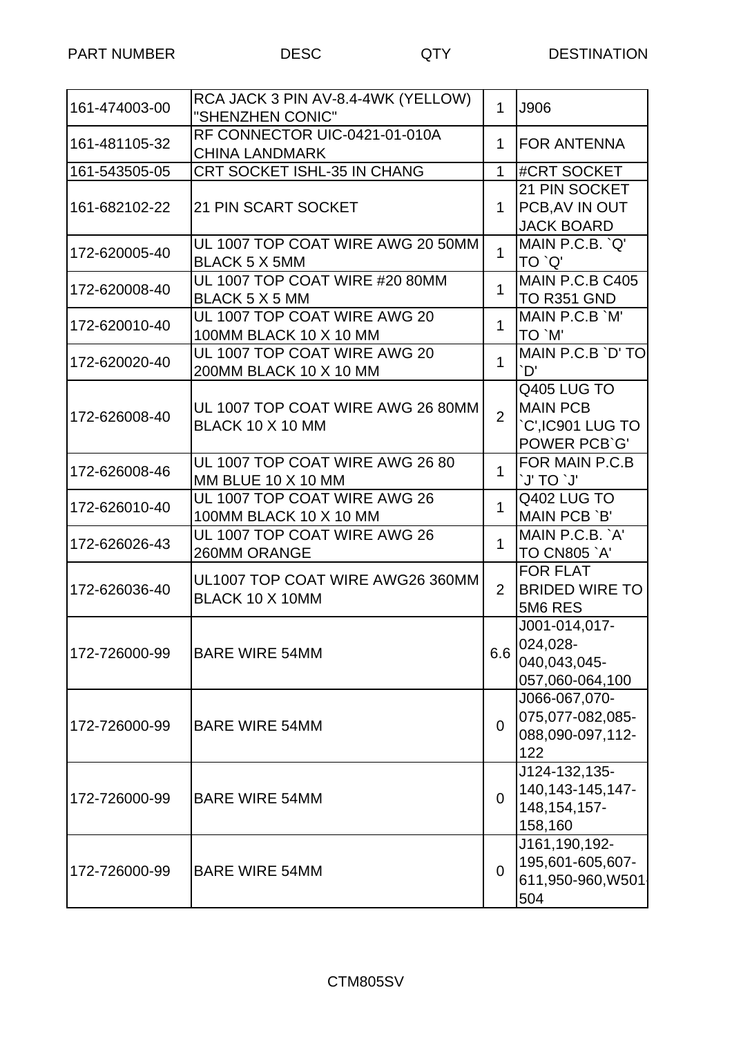| PART NUMBER | DESC | QTY | DESTINATION |
|---|---|---|---|
| 161-474003-00 | RCA JACK 3 PIN AV-8.4-4WK (YELLOW) "SHENZHEN CONIC" | 1 | J906 |
| 161-481105-32 | RF CONNECTOR UIC-0421-01-010A CHINA LANDMARK | 1 | FOR ANTENNA |
| 161-543505-05 | CRT SOCKET ISHL-35 IN CHANG | 1 | #CRT SOCKET |
| 161-682102-22 | 21 PIN SCART SOCKET | 1 | 21 PIN SOCKET PCB,AV IN OUT JACK BOARD |
| 172-620005-40 | UL 1007 TOP COAT WIRE AWG 20 50MM BLACK 5 X 5MM | 1 | MAIN P.C.B. `Q' TO `Q' |
| 172-620008-40 | UL 1007 TOP COAT WIRE #20 80MM BLACK 5 X 5 MM | 1 | MAIN P.C.B C405 TO R351 GND |
| 172-620010-40 | UL 1007 TOP COAT WIRE AWG 20 100MM BLACK 10 X 10 MM | 1 | MAIN P.C.B `M' TO `M' |
| 172-620020-40 | UL 1007 TOP COAT WIRE AWG 20 200MM BLACK 10 X 10 MM | 1 | MAIN P.C.B `D' TO `D' |
| 172-626008-40 | UL 1007 TOP COAT WIRE AWG 26 80MM BLACK 10 X 10 MM | 2 | Q405 LUG TO MAIN PCB `C',IC901 LUG TO POWER PCB`G' |
| 172-626008-46 | UL 1007 TOP COAT WIRE AWG 26 80 MM BLUE 10 X 10 MM | 1 | FOR MAIN P.C.B `J' TO `J' |
| 172-626010-40 | UL 1007 TOP COAT WIRE AWG 26 100MM BLACK 10 X 10 MM | 1 | Q402 LUG TO MAIN PCB `B' |
| 172-626026-43 | UL 1007 TOP COAT WIRE AWG 26 260MM ORANGE | 1 | MAIN P.C.B. `A' TO CN805 `A' |
| 172-626036-40 | UL1007 TOP COAT WIRE AWG26 360MM BLACK 10 X 10MM | 2 | FOR FLAT BRIDED WIRE TO 5M6 RES |
| 172-726000-99 | BARE WIRE 54MM | 6.6 | J001-014,017-024,028-040,043,045-057,060-064,100 |
| 172-726000-99 | BARE WIRE 54MM | 0 | J066-067,070-075,077-082,085-088,090-097,112-122 |
| 172-726000-99 | BARE WIRE 54MM | 0 | J124-132,135-140,143-145,147-148,154,157-158,160 |
| 172-726000-99 | BARE WIRE 54MM | 0 | J161,190,192-195,601-605,607-611,950-960,W501-504 |

CTM805SV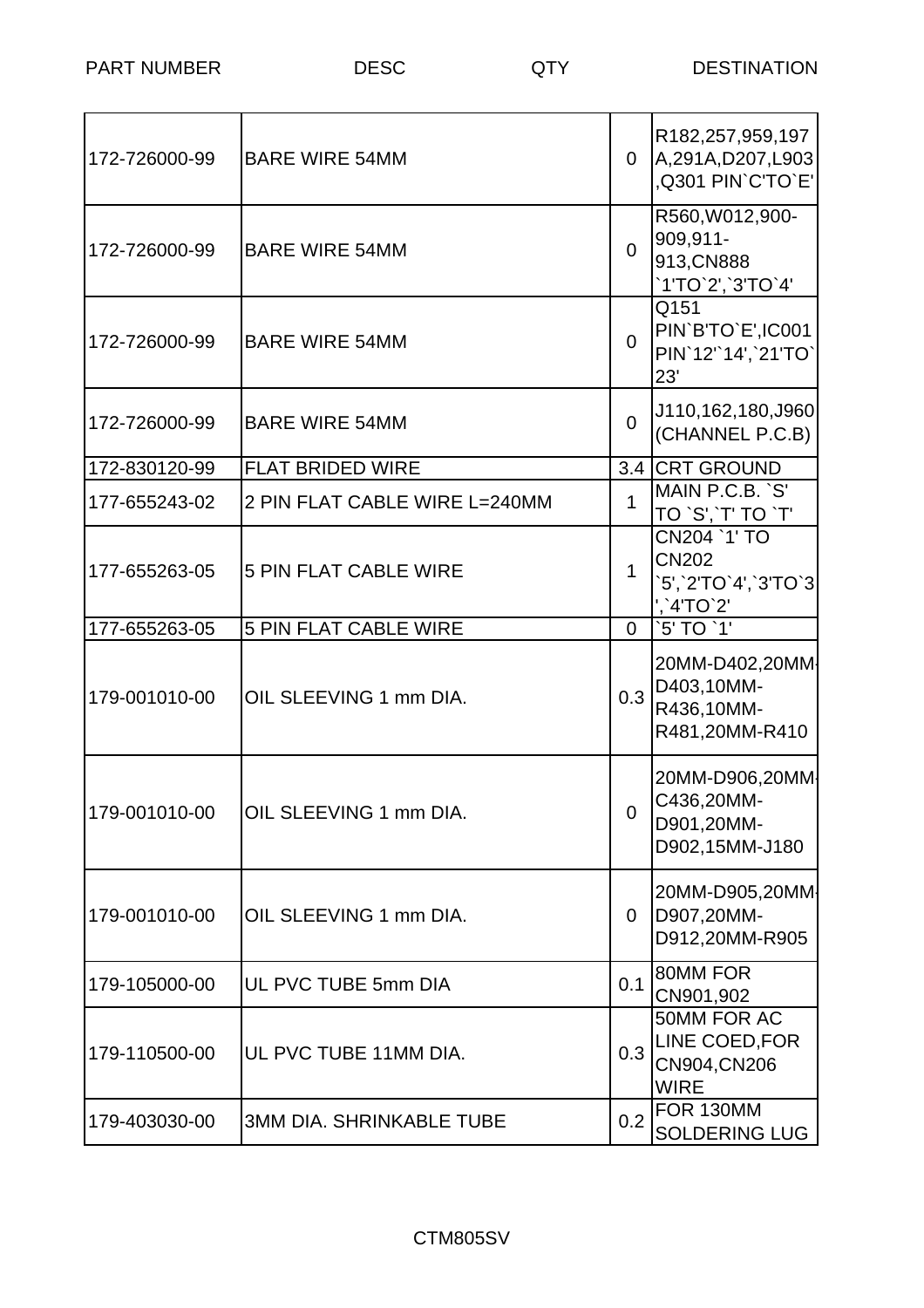| PART NUMBER | DESC | QTY | DESTINATION |
|---|---|---|---|
| 172-726000-99 | BARE WIRE 54MM | 0 | R182,257,959,197A,291A,D207,L903,Q301 PIN`C'TO`E' |
| 172-726000-99 | BARE WIRE 54MM | 0 | R560,W012,900-909,911-913,CN888 `1'TO`2',`3'TO`4' |
| 172-726000-99 | BARE WIRE 54MM | 0 | Q151 PIN`B'TO`E',IC001 PIN`12'`14',`21'TO`23' |
| 172-726000-99 | BARE WIRE 54MM | 0 | J110,162,180,J960 (CHANNEL P.C.B) |
| 172-830120-99 | FLAT BRIDED WIRE | 3.4 | CRT GROUND |
| 177-655243-02 | 2 PIN FLAT CABLE WIRE L=240MM | 1 | MAIN P.C.B. `S' TO `S',`T' TO `T' |
| 177-655263-05 | 5 PIN FLAT CABLE WIRE | 1 | CN204 `1' TO CN202 `5',`2'TO`4',`3'TO`3',`4'TO`2' |
| 177-655263-05 | 5 PIN FLAT CABLE WIRE | 0 | `5' TO `1' |
| 179-001010-00 | OIL SLEEVING 1 mm DIA. | 0.3 | 20MM-D402,20MM-D403,10MM-R436,10MM-R481,20MM-R410 |
| 179-001010-00 | OIL SLEEVING 1 mm DIA. | 0 | 20MM-D906,20MM-C436,20MM-D901,20MM-D902,15MM-J180 |
| 179-001010-00 | OIL SLEEVING 1 mm DIA. | 0 | 20MM-D905,20MM-D907,20MM-D912,20MM-R905 |
| 179-105000-00 | UL PVC TUBE 5mm DIA | 0.1 | 80MM FOR CN901,902 |
| 179-110500-00 | UL PVC TUBE 11MM DIA. | 0.3 | 50MM FOR AC LINE COED,FOR CN904,CN206 WIRE |
| 179-403030-00 | 3MM DIA. SHRINKABLE TUBE | 0.2 | FOR 130MM SOLDERING LUG |

CTM805SV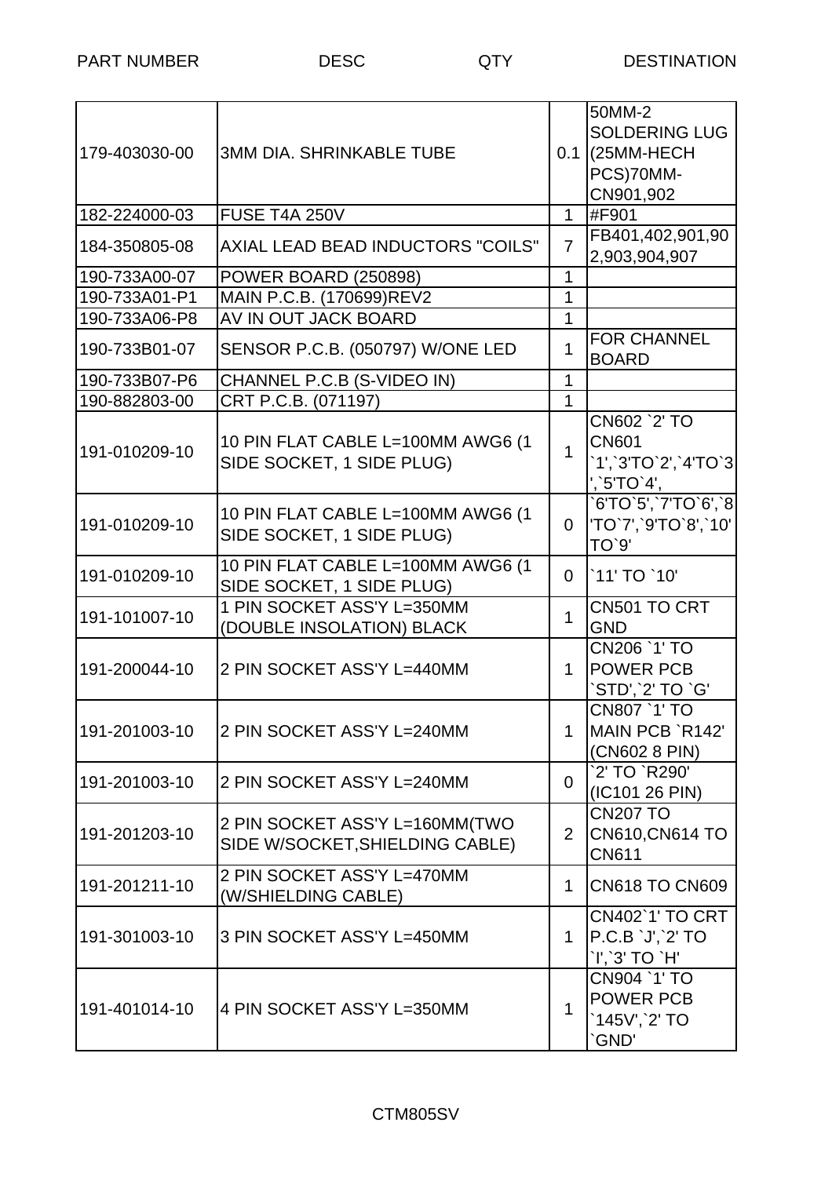| PART NUMBER | DESC | QTY | DESTINATION |
|---|---|---|---|
| 179-403030-00 | 3MM DIA. SHRINKABLE TUBE | 0.1 | 50MM-2 SOLDERING LUG (25MM-HECH PCS)70MM-CN901,902 |
| 182-224000-03 | FUSE T4A 250V | 1 | #F901 |
| 184-350805-08 | AXIAL LEAD BEAD INDUCTORS "COILS" | 7 | FB401,402,901,902,903,904,907 |
| 190-733A00-07 | POWER BOARD (250898) | 1 | |
| 190-733A01-P1 | MAIN P.C.B. (170699)REV2 | 1 | |
| 190-733A06-P8 | AV IN OUT JACK BOARD | 1 | |
| 190-733B01-07 | SENSOR P.C.B. (050797) W/ONE LED | 1 | FOR CHANNEL BOARD |
| 190-733B07-P6 | CHANNEL P.C.B (S-VIDEO IN) | 1 | |
| 190-882803-00 | CRT P.C.B. (071197) | 1 | |
| 191-010209-10 | 10 PIN FLAT CABLE L=100MM AWG6 (1 SIDE SOCKET, 1 SIDE PLUG) | 1 | CN602 `2' TO CN601 `1',`3'TO`2',`4'TO`3',`5'TO`4', |
| 191-010209-10 | 10 PIN FLAT CABLE L=100MM AWG6 (1 SIDE SOCKET, 1 SIDE PLUG) | 0 | `6'TO`5',`7'TO`6',`8'TO`7',`9'TO`8',`10'TO`9' |
| 191-010209-10 | 10 PIN FLAT CABLE L=100MM AWG6 (1 SIDE SOCKET, 1 SIDE PLUG) | 0 | `11' TO `10' |
| 191-101007-10 | 1 PIN SOCKET ASS'Y L=350MM (DOUBLE INSOLATION) BLACK | 1 | CN501 TO CRT GND |
| 191-200044-10 | 2 PIN SOCKET ASS'Y L=440MM | 1 | CN206 `1' TO POWER PCB `STD',`2' TO `G' |
| 191-201003-10 | 2 PIN SOCKET ASS'Y L=240MM | 1 | CN807 `1' TO MAIN PCB `R142' (CN602 8 PIN) |
| 191-201003-10 | 2 PIN SOCKET ASS'Y L=240MM | 0 | `2' TO `R290' (IC101 26 PIN) |
| 191-201203-10 | 2 PIN SOCKET ASS'Y L=160MM(TWO SIDE W/SOCKET,SHIELDING CABLE) | 2 | CN207 TO CN610,CN614 TO CN611 |
| 191-201211-10 | 2 PIN SOCKET ASS'Y L=470MM (W/SHIELDING CABLE) | 1 | CN618 TO CN609 |
| 191-301003-10 | 3 PIN SOCKET ASS'Y L=450MM | 1 | CN402`1' TO CRT P.C.B `J',`2' TO `I',`3' TO `H' |
| 191-401014-10 | 4 PIN SOCKET ASS'Y L=350MM | 1 | CN904 `1' TO POWER PCB `145V',`2' TO `GND' |

CTM805SV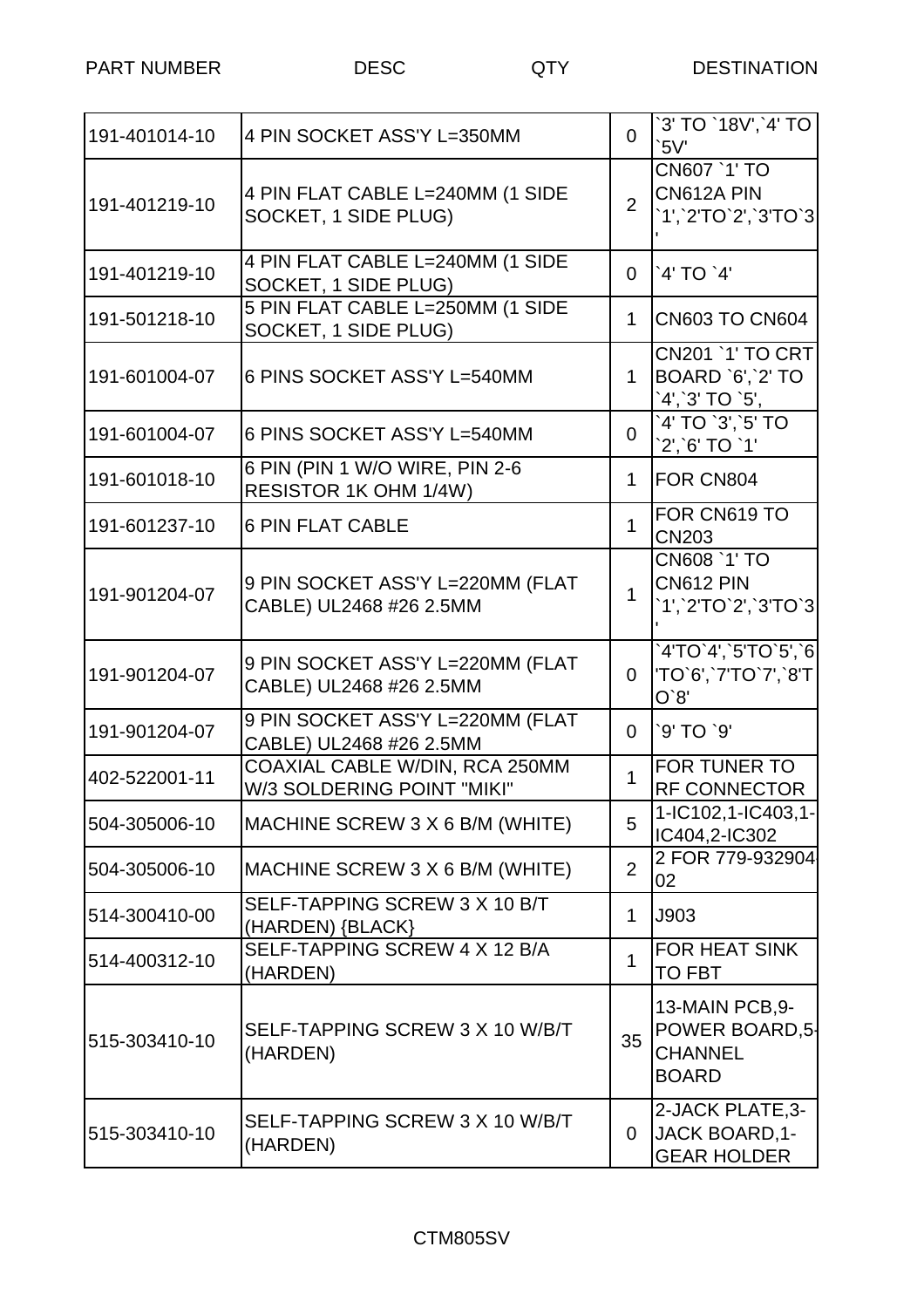| PART NUMBER | DESC | QTY | DESTINATION |
|---|---|---|---|
| 191-401014-10 | 4 PIN SOCKET ASS'Y L=350MM | 0 | `3' TO `18V',`4' TO `5V' |
| 191-401219-10 | 4 PIN FLAT CABLE L=240MM (1 SIDE SOCKET, 1 SIDE PLUG) | 2 | CN607 `1' TO CN612A PIN `1',`2'TO`2',`3'TO`3' |
| 191-401219-10 | 4 PIN FLAT CABLE L=240MM (1 SIDE SOCKET, 1 SIDE PLUG) | 0 | `4' TO `4' |
| 191-501218-10 | 5 PIN FLAT CABLE L=250MM (1 SIDE SOCKET, 1 SIDE PLUG) | 1 | CN603 TO CN604 |
| 191-601004-07 | 6 PINS SOCKET ASS'Y L=540MM | 1 | CN201 `1' TO CRT BOARD `6',`2' TO `4',`3' TO `5', |
| 191-601004-07 | 6 PINS SOCKET ASS'Y L=540MM | 0 | `4' TO `3',`5' TO `2',`6' TO `1' |
| 191-601018-10 | 6 PIN (PIN 1 W/O WIRE, PIN 2-6 RESISTOR 1K OHM 1/4W) | 1 | FOR CN804 |
| 191-601237-10 | 6 PIN FLAT CABLE | 1 | FOR CN619 TO CN203 |
| 191-901204-07 | 9 PIN SOCKET ASS'Y L=220MM (FLAT CABLE) UL2468 #26 2.5MM | 1 | CN608 `1' TO CN612 PIN `1',`2'TO`2',`3'TO`3' |
| 191-901204-07 | 9 PIN SOCKET ASS'Y L=220MM (FLAT CABLE) UL2468 #26 2.5MM | 0 | `4'TO`4',`5'TO`5',`6'TO`6',`7'TO`7',`8'TO`8' |
| 191-901204-07 | 9 PIN SOCKET ASS'Y L=220MM (FLAT CABLE) UL2468 #26 2.5MM | 0 | `9' TO `9' |
| 402-522001-11 | COAXIAL CABLE W/DIN, RCA 250MM W/3 SOLDERING POINT "MIKI" | 1 | FOR TUNER TO RF CONNECTOR |
| 504-305006-10 | MACHINE SCREW 3 X 6 B/M (WHITE) | 5 | 1-IC102,1-IC403,1-IC404,2-IC302 |
| 504-305006-10 | MACHINE SCREW 3 X 6 B/M (WHITE) | 2 | 2 FOR 779-93290402 |
| 514-300410-00 | SELF-TAPPING SCREW 3 X 10 B/T (HARDEN) {BLACK} | 1 | J903 |
| 514-400312-10 | SELF-TAPPING SCREW 4 X 12 B/A (HARDEN) | 1 | FOR HEAT SINK TO FBT |
| 515-303410-10 | SELF-TAPPING SCREW 3 X 10 W/B/T (HARDEN) | 35 | 13-MAIN PCB,9-POWER BOARD,5-CHANNEL BOARD |
| 515-303410-10 | SELF-TAPPING SCREW 3 X 10 W/B/T (HARDEN) | 0 | 2-JACK PLATE,3-JACK BOARD,1-GEAR HOLDER |

CTM805SV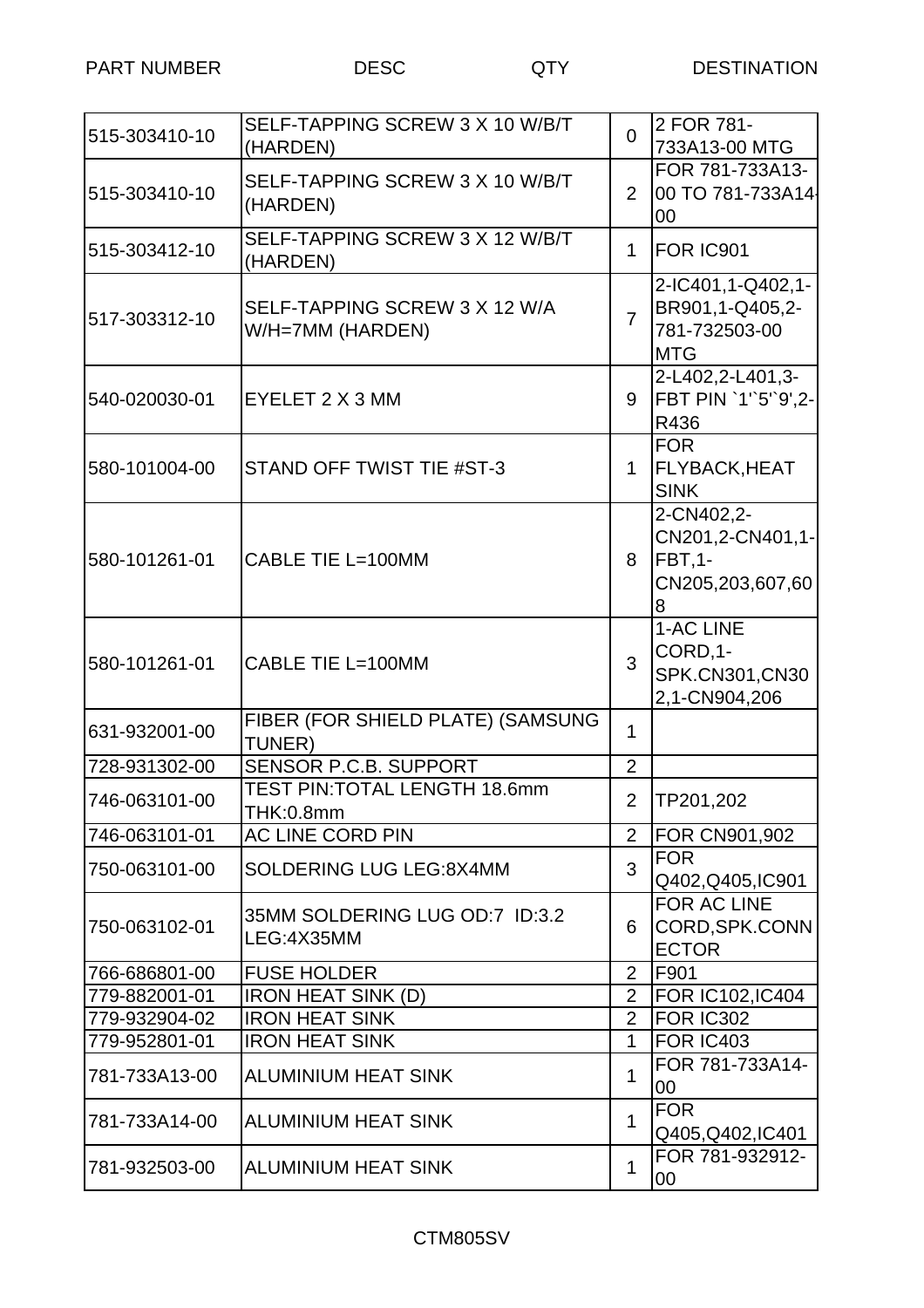| PART NUMBER | DESC | QTY | DESTINATION |
|---|---|---|---|
| 515-303410-10 | SELF-TAPPING SCREW 3 X 10 W/B/T (HARDEN) | 0 | 2 FOR 781-733A13-00 MTG |
| 515-303410-10 | SELF-TAPPING SCREW 3 X 10 W/B/T (HARDEN) | 2 | FOR 781-733A13-00 TO 781-733A14-00 |
| 515-303412-10 | SELF-TAPPING SCREW 3 X 12 W/B/T (HARDEN) | 1 | FOR IC901 |
| 517-303312-10 | SELF-TAPPING SCREW 3 X 12 W/A W/H=7MM (HARDEN) | 7 | 2-IC401,1-Q402,1-BR901,1-Q405,2-781-732503-00 MTG |
| 540-020030-01 | EYELET 2 X 3 MM | 9 | 2-L402,2-L401,3-FBT PIN `1'`5'`9',2-R436 |
| 580-101004-00 | STAND OFF TWIST TIE #ST-3 | 1 | FOR FLYBACK,HEAT SINK |
| 580-101261-01 | CABLE TIE L=100MM | 8 | 2-CN402,2-CN201,2-CN401,1-FBT,1-CN205,203,607,608 |
| 580-101261-01 | CABLE TIE L=100MM | 3 | 1-AC LINE CORD,1-SPK.CN301,CN302,1-CN904,206 |
| 631-932001-00 | FIBER (FOR SHIELD PLATE) (SAMSUNG TUNER) | 1 | |
| 728-931302-00 | SENSOR P.C.B. SUPPORT | 2 | |
| 746-063101-00 | TEST PIN:TOTAL LENGTH 18.6mm THK:0.8mm | 2 | TP201,202 |
| 746-063101-01 | AC LINE CORD PIN | 2 | FOR CN901,902 |
| 750-063101-00 | SOLDERING LUG LEG:8X4MM | 3 | FOR Q402,Q405,IC901 |
| 750-063102-01 | 35MM SOLDERING LUG OD:7 ID:3.2 LEG:4X35MM | 6 | FOR AC LINE CORD,SPK.CONNECTOR |
| 766-686801-00 | FUSE HOLDER | 2 | F901 |
| 779-882001-01 | IRON HEAT SINK (D) | 2 | FOR IC102,IC404 |
| 779-932904-02 | IRON HEAT SINK | 2 | FOR IC302 |
| 779-952801-01 | IRON HEAT SINK | 1 | FOR IC403 |
| 781-733A13-00 | ALUMINIUM HEAT SINK | 1 | FOR 781-733A14-00 |
| 781-733A14-00 | ALUMINIUM HEAT SINK | 1 | FOR Q405,Q402,IC401 |
| 781-932503-00 | ALUMINIUM HEAT SINK | 1 | FOR 781-932912-00 |

CTM805SV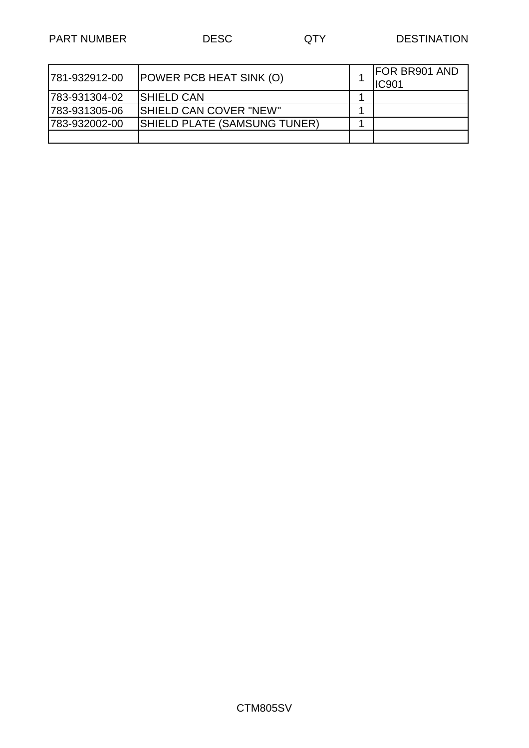| PART NUMBER | DESC | QTY | DESTINATION |
|---|---|---|---|
| 781-932912-00 | POWER PCB HEAT SINK (O) | 1 | FOR BR901 AND IC901 |
| 783-931304-02 | SHIELD CAN | 1 | |
| 783-931305-06 | SHIELD CAN COVER "NEW" | 1 | |
| 783-932002-00 | SHIELD PLATE (SAMSUNG TUNER) | 1 | |
| | | | |

CTM805SV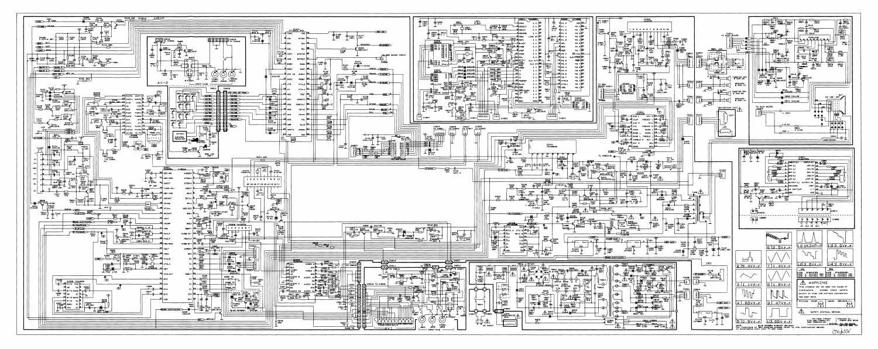AV-2

AV-1

WARNING

SAFETY CRITICAL DEVICE